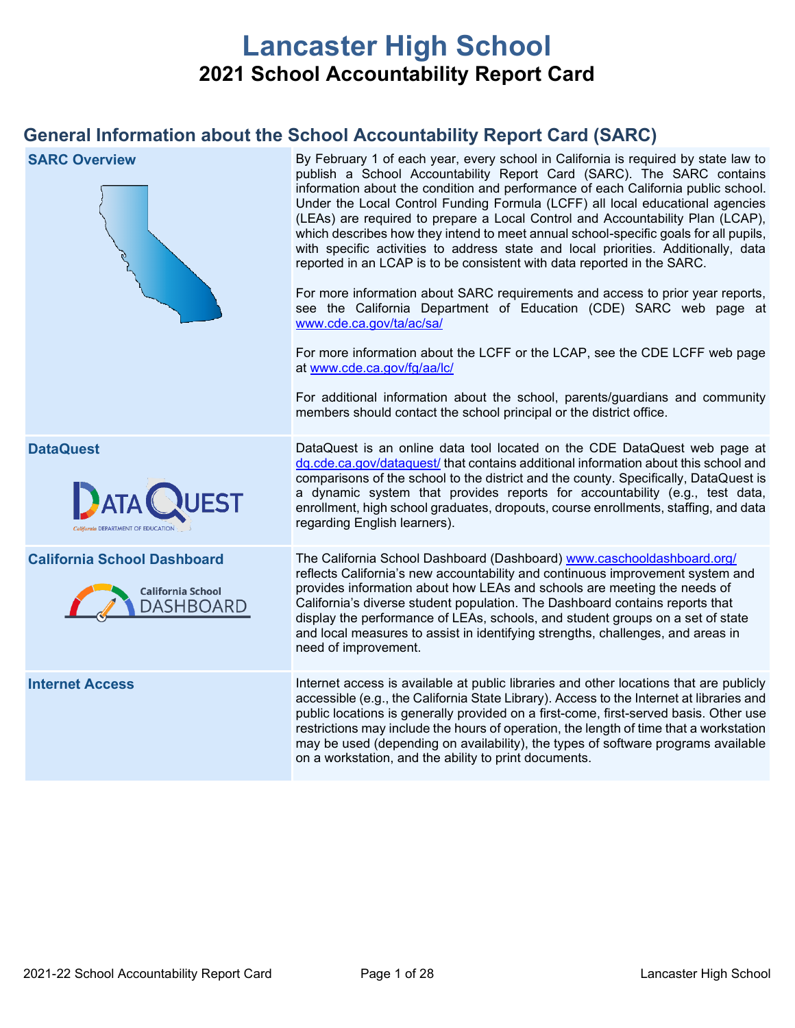# Lancaster High School
## 2021 School Accountability Report Card

## General Information about the School Accountability Report Card (SARC)

| | |
|---|---|
| **SARC Overview** | By February 1 of each year, every school in California is required by state law to publish a School Accountability Report Card (SARC). The SARC contains information about the condition and performance of each California public school. Under the Local Control Funding Formula (LCFF) all local educational agencies (LEAs) are required to prepare a Local Control and Accountability Plan (LCAP), which describes how they intend to meet annual school-specific goals for all pupils, with specific activities to address state and local priorities. Additionally, data reported in an LCAP is to be consistent with data reported in the SARC.<br><br>For more information about SARC requirements and access to prior year reports, see the California Department of Education (CDE) SARC web page at www.cde.ca.gov/ta/ac/sa/<br><br>For more information about the LCFF or the LCAP, see the CDE LCFF web page at www.cde.ca.gov/fg/aa/lc/<br><br>For additional information about the school, parents/guardians and community members should contact the school principal or the district office. |
| **DataQuest** | DataQuest is an online data tool located on the CDE DataQuest web page at dq.cde.ca.gov/dataquest/ that contains additional information about this school and comparisons of the school to the district and the county. Specifically, DataQuest is a dynamic system that provides reports for accountability (e.g., test data, enrollment, high school graduates, dropouts, course enrollments, staffing, and data regarding English learners). |
| **California School Dashboard** | The California School Dashboard (Dashboard) www.caschooldashboard.org/ reflects California's new accountability and continuous improvement system and provides information about how LEAs and schools are meeting the needs of California's diverse student population. The Dashboard contains reports that display the performance of LEAs, schools, and student groups on a set of state and local measures to assist in identifying strengths, challenges, and areas in need of improvement. |
| **Internet Access** | Internet access is available at public libraries and other locations that are publicly accessible (e.g., the California State Library). Access to the Internet at libraries and public locations is generally provided on a first-come, first-served basis. Other use restrictions may include the hours of operation, the length of time that a workstation may be used (depending on availability), the types of software programs available on a workstation, and the ability to print documents. |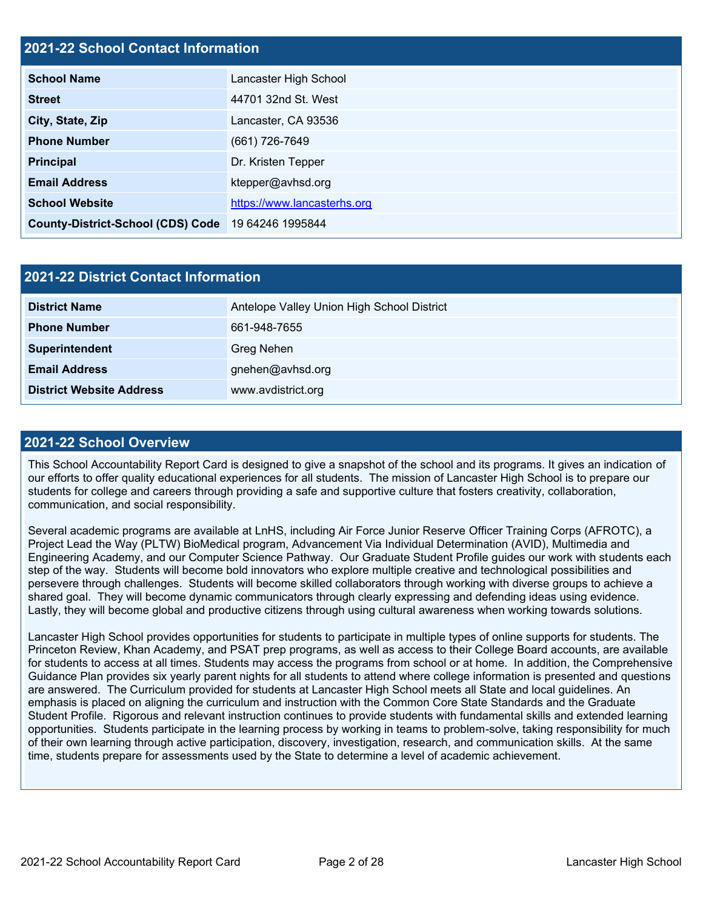## 2021-22 School Contact Information

| | |
|---|---|
| **School Name** | Lancaster High School |
| **Street** | 44701 32nd St. West |
| **City, State, Zip** | Lancaster, CA 93536 |
| **Phone Number** | (661) 726-7649 |
| **Principal** | Dr. Kristen Tepper |
| **Email Address** | ktepper@avhsd.org |
| **School Website** | https://www.lancasterhs.org |
| **County-District-School (CDS) Code** | 19 64246 1995844 |

## 2021-22 District Contact Information

| | |
|---|---|
| **District Name** | Antelope Valley Union High School District |
| **Phone Number** | 661-948-7655 |
| **Superintendent** | Greg Nehen |
| **Email Address** | gnehen@avhsd.org |
| **District Website Address** | www.avdistrict.org |

## 2021-22 School Overview

This School Accountability Report Card is designed to give a snapshot of the school and its programs. It gives an indication of our efforts to offer quality educational experiences for all students. The mission of Lancaster High School is to prepare our students for college and careers through providing a safe and supportive culture that fosters creativity, collaboration, communication, and social responsibility.

Several academic programs are available at LnHS, including Air Force Junior Reserve Officer Training Corps (AFROTC), a Project Lead the Way (PLTW) BioMedical program, Advancement Via Individual Determination (AVID), Multimedia and Engineering Academy, and our Computer Science Pathway. Our Graduate Student Profile guides our work with students each step of the way. Students will become bold innovators who explore multiple creative and technological possibilities and persevere through challenges. Students will become skilled collaborators through working with diverse groups to achieve a shared goal. They will become dynamic communicators through clearly expressing and defending ideas using evidence. Lastly, they will become global and productive citizens through using cultural awareness when working towards solutions.

Lancaster High School provides opportunities for students to participate in multiple types of online supports for students. The Princeton Review, Khan Academy, and PSAT prep programs, as well as access to their College Board accounts, are available for students to access at all times. Students may access the programs from school or at home. In addition, the Comprehensive Guidance Plan provides six yearly parent nights for all students to attend where college information is presented and questions are answered. The Curriculum provided for students at Lancaster High School meets all State and local guidelines. An emphasis is placed on aligning the curriculum and instruction with the Common Core State Standards and the Graduate Student Profile. Rigorous and relevant instruction continues to provide students with fundamental skills and extended learning opportunities. Students participate in the learning process by working in teams to problem-solve, taking responsibility for much of their own learning through active participation, discovery, investigation, research, and communication skills. At the same time, students prepare for assessments used by the State to determine a level of academic achievement.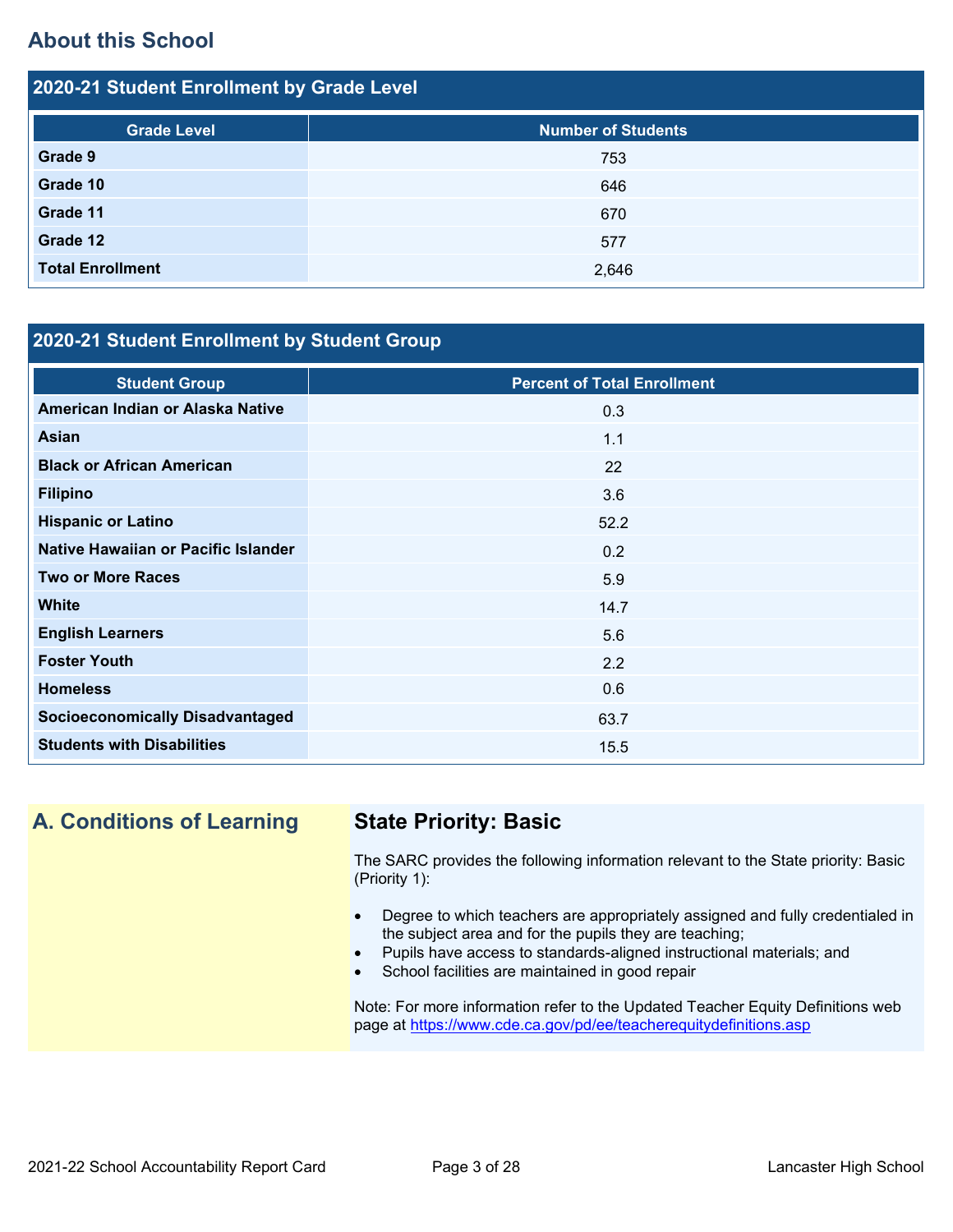## About this School

### 2020-21 Student Enrollment by Grade Level

| Grade Level | Number of Students |
|---|---|
| **Grade 9** | 753 |
| **Grade 10** | 646 |
| **Grade 11** | 670 |
| **Grade 12** | 577 |
| **Total Enrollment** | 2,646 |

### 2020-21 Student Enrollment by Student Group

| Student Group | Percent of Total Enrollment |
|---|---|
| **American Indian or Alaska Native** | 0.3 |
| **Asian** | 1.1 |
| **Black or African American** | 22 |
| **Filipino** | 3.6 |
| **Hispanic or Latino** | 52.2 |
| **Native Hawaiian or Pacific Islander** | 0.2 |
| **Two or More Races** | 5.9 |
| **White** | 14.7 |
| **English Learners** | 5.6 |
| **Foster Youth** | 2.2 |
| **Homeless** | 0.6 |
| **Socioeconomically Disadvantaged** | 63.7 |
| **Students with Disabilities** | 15.5 |

## A. Conditions of Learning

### State Priority: Basic

The SARC provides the following information relevant to the State priority: Basic (Priority 1):

- Degree to which teachers are appropriately assigned and fully credentialed in the subject area and for the pupils they are teaching;
- Pupils have access to standards-aligned instructional materials; and
- School facilities are maintained in good repair

Note: For more information refer to the Updated Teacher Equity Definitions web page at https://www.cde.ca.gov/pd/ee/teacherequitydefinitions.asp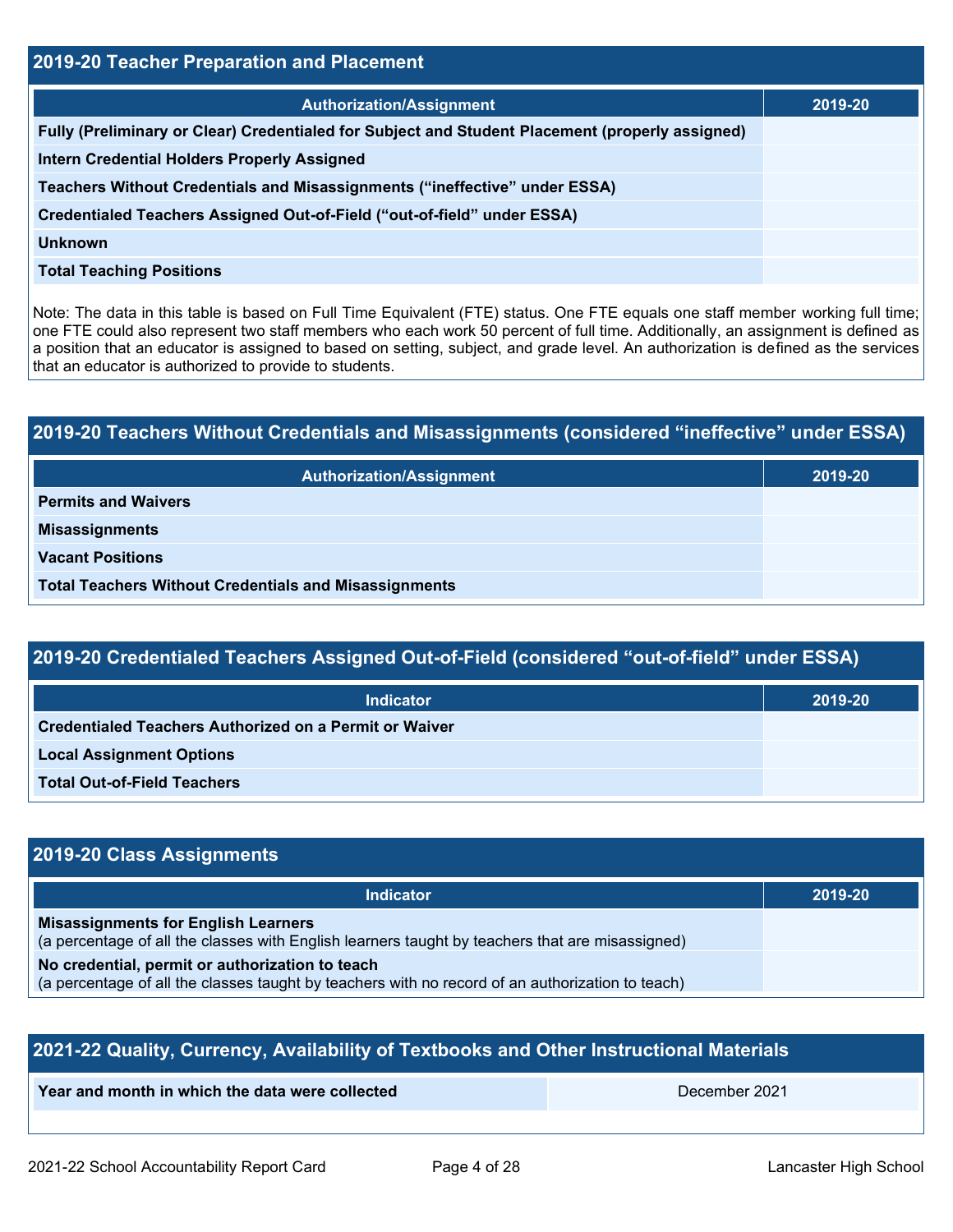## 2019-20 Teacher Preparation and Placement

| Authorization/Assignment | 2019-20 |
| --- | --- |
| Fully (Preliminary or Clear) Credentialed for Subject and Student Placement (properly assigned) | |
| Intern Credential Holders Properly Assigned | |
| Teachers Without Credentials and Misassignments ("ineffective" under ESSA) | |
| Credentialed Teachers Assigned Out-of-Field ("out-of-field" under ESSA) | |
| Unknown | |
| Total Teaching Positions | |

Note: The data in this table is based on Full Time Equivalent (FTE) status. One FTE equals one staff member working full time; one FTE could also represent two staff members who each work 50 percent of full time. Additionally, an assignment is defined as a position that an educator is assigned to based on setting, subject, and grade level. An authorization is defined as the services that an educator is authorized to provide to students.

## 2019-20 Teachers Without Credentials and Misassignments (considered "ineffective" under ESSA)

| Authorization/Assignment | 2019-20 |
| --- | --- |
| Permits and Waivers | |
| Misassignments | |
| Vacant Positions | |
| Total Teachers Without Credentials and Misassignments | |

## 2019-20 Credentialed Teachers Assigned Out-of-Field (considered "out-of-field" under ESSA)

| Indicator | 2019-20 |
| --- | --- |
| Credentialed Teachers Authorized on a Permit or Waiver | |
| Local Assignment Options | |
| Total Out-of-Field Teachers | |

## 2019-20 Class Assignments

| Indicator | 2019-20 |
| --- | --- |
| **Misassignments for English Learners** (a percentage of all the classes with English learners taught by teachers that are misassigned) | |
| **No credential, permit or authorization to teach** (a percentage of all the classes taught by teachers with no record of an authorization to teach) | |

## 2021-22 Quality, Currency, Availability of Textbooks and Other Instructional Materials

| Year and month in which the data were collected | December 2021 |
| --- | --- |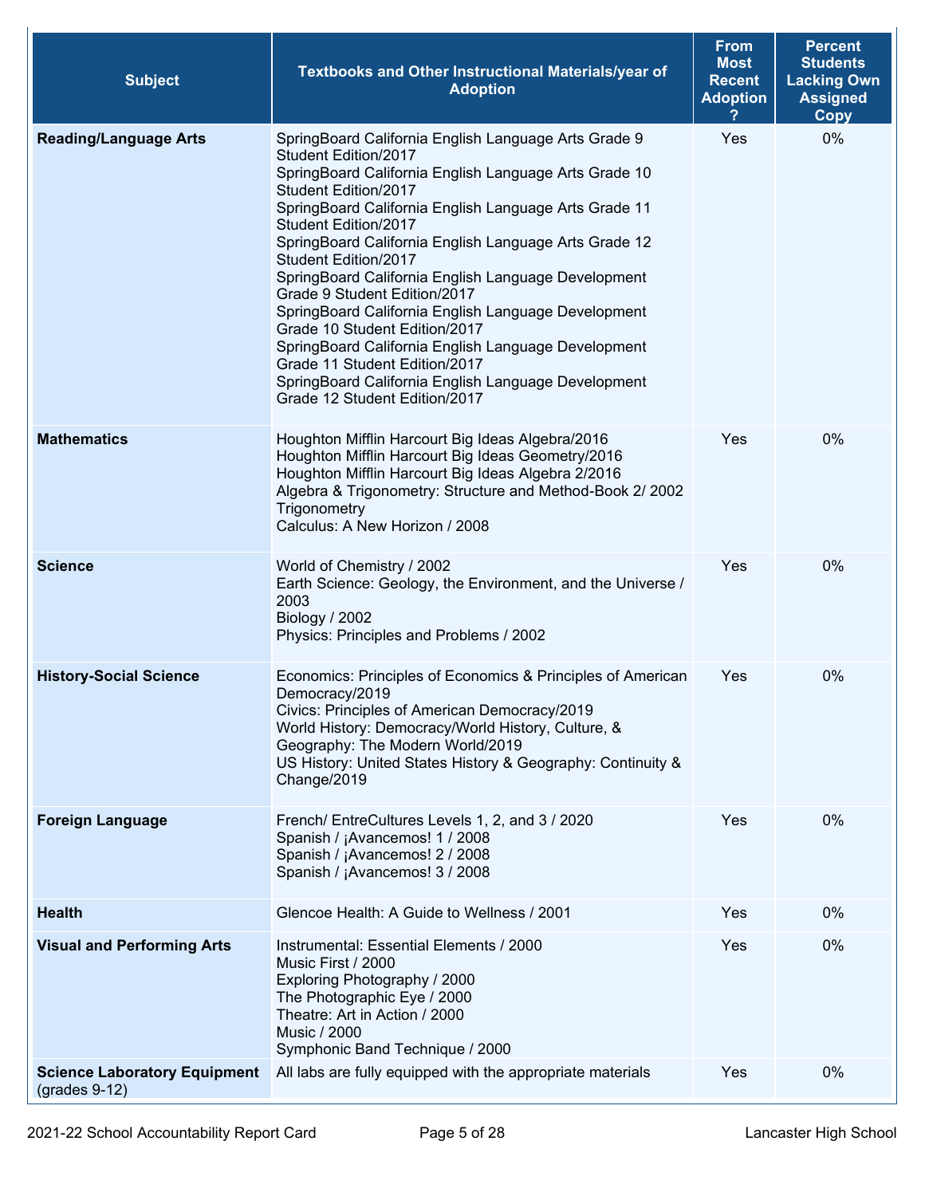| Subject | Textbooks and Other Instructional Materials/year of Adoption | From Most Recent Adoption ? | Percent Students Lacking Own Assigned Copy |
|---|---|---|---|
| **Reading/Language Arts** | SpringBoard California English Language Arts Grade 9 Student Edition/2017<br>SpringBoard California English Language Arts Grade 10 Student Edition/2017<br>SpringBoard California English Language Arts Grade 11 Student Edition/2017<br>SpringBoard California English Language Arts Grade 12 Student Edition/2017<br>SpringBoard California English Language Development Grade 9 Student Edition/2017<br>SpringBoard California English Language Development Grade 10 Student Edition/2017<br>SpringBoard California English Language Development Grade 11 Student Edition/2017<br>SpringBoard California English Language Development Grade 12 Student Edition/2017 | Yes | 0% |
| **Mathematics** | Houghton Mifflin Harcourt Big Ideas Algebra/2016<br>Houghton Mifflin Harcourt Big Ideas Geometry/2016<br>Houghton Mifflin Harcourt Big Ideas Algebra 2/2016<br>Algebra & Trigonometry: Structure and Method-Book 2/ 2002 Trigonometry<br>Calculus: A New Horizon / 2008 | Yes | 0% |
| **Science** | World of Chemistry / 2002<br>Earth Science: Geology, the Environment, and the Universe / 2003<br>Biology / 2002<br>Physics: Principles and Problems / 2002 | Yes | 0% |
| **History-Social Science** | Economics: Principles of Economics & Principles of American Democracy/2019<br>Civics: Principles of American Democracy/2019<br>World History: Democracy/World History, Culture, & Geography: The Modern World/2019<br>US History: United States History & Geography: Continuity & Change/2019 | Yes | 0% |
| **Foreign Language** | French/ EntreCultures Levels 1, 2, and 3 / 2020<br>Spanish / ¡Avancemos! 1 / 2008<br>Spanish / ¡Avancemos! 2 / 2008<br>Spanish / ¡Avancemos! 3 / 2008 | Yes | 0% |
| **Health** | Glencoe Health: A Guide to Wellness / 2001 | Yes | 0% |
| **Visual and Performing Arts** | Instrumental: Essential Elements / 2000<br>Music First / 2000<br>Exploring Photography / 2000<br>The Photographic Eye / 2000<br>Theatre: Art in Action / 2000<br>Music / 2000<br>Symphonic Band Technique / 2000 | Yes | 0% |
| **Science Laboratory Equipment** (grades 9-12) | All labs are fully equipped with the appropriate materials | Yes | 0% |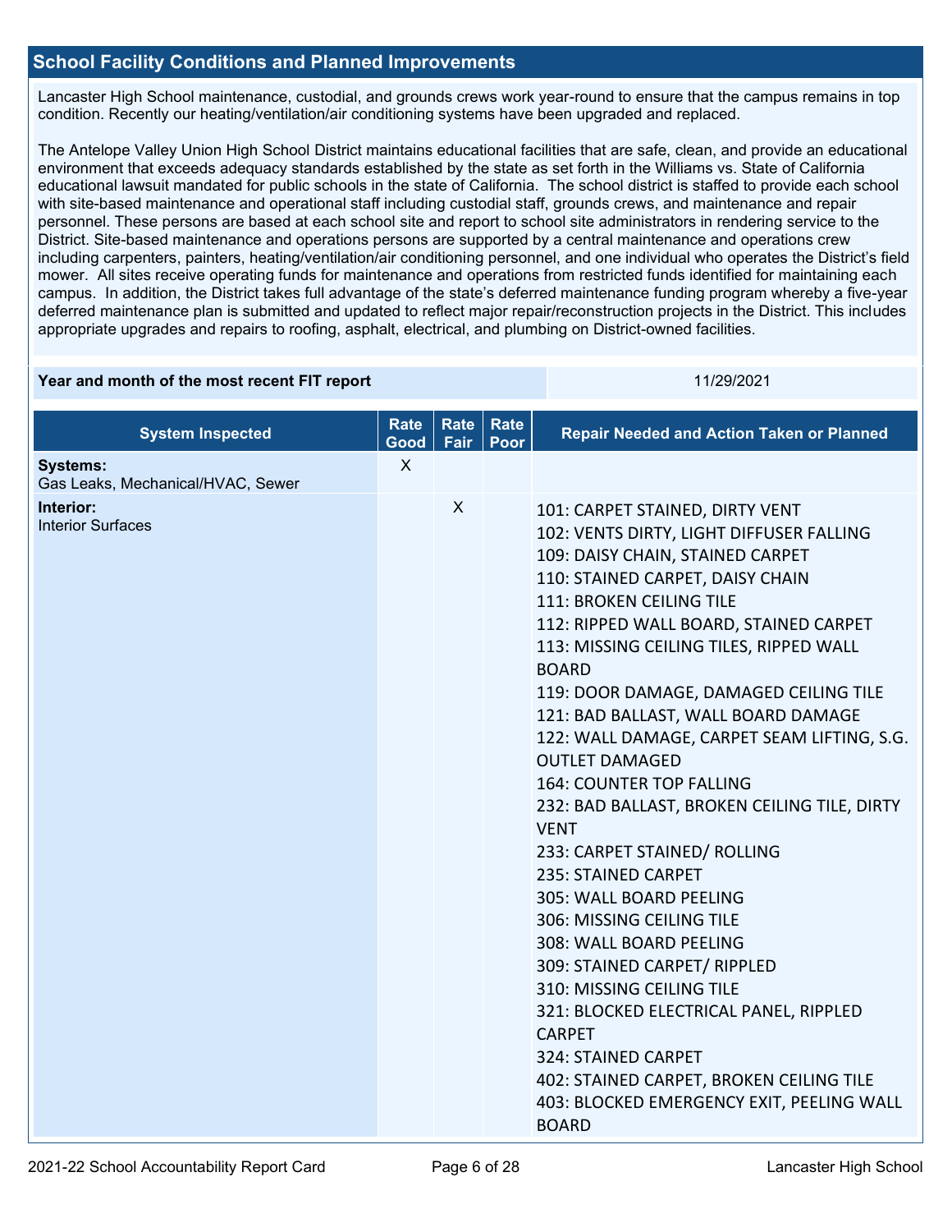## School Facility Conditions and Planned Improvements

Lancaster High School maintenance, custodial, and grounds crews work year-round to ensure that the campus remains in top condition. Recently our heating/ventilation/air conditioning systems have been upgraded and replaced.

The Antelope Valley Union High School District maintains educational facilities that are safe, clean, and provide an educational environment that exceeds adequacy standards established by the state as set forth in the Williams vs. State of California educational lawsuit mandated for public schools in the state of California. The school district is staffed to provide each school with site-based maintenance and operational staff including custodial staff, grounds crews, and maintenance and repair personnel. These persons are based at each school site and report to school site administrators in rendering service to the District. Site-based maintenance and operations persons are supported by a central maintenance and operations crew including carpenters, painters, heating/ventilation/air conditioning personnel, and one individual who operates the District's field mower. All sites receive operating funds for maintenance and operations from restricted funds identified for maintaining each campus. In addition, the District takes full advantage of the state's deferred maintenance funding program whereby a five-year deferred maintenance plan is submitted and updated to reflect major repair/reconstruction projects in the District. This includes appropriate upgrades and repairs to roofing, asphalt, electrical, and plumbing on District-owned facilities.

| Year and month of the most recent FIT report | 11/29/2021 |
|---|---|

| System Inspected | Rate Good | Rate Fair | Rate Poor | Repair Needed and Action Taken or Planned |
|---|---|---|---|---|
| **Systems:** Gas Leaks, Mechanical/HVAC, Sewer | X | | | |
| **Interior:** Interior Surfaces | | X | | 101: CARPET STAINED, DIRTY VENT<br>102: VENTS DIRTY, LIGHT DIFFUSER FALLING<br>109: DAISY CHAIN, STAINED CARPET<br>110: STAINED CARPET, DAISY CHAIN<br>111: BROKEN CEILING TILE<br>112: RIPPED WALL BOARD, STAINED CARPET<br>113: MISSING CEILING TILES, RIPPED WALL BOARD<br>119: DOOR DAMAGE, DAMAGED CEILING TILE<br>121: BAD BALLAST, WALL BOARD DAMAGE<br>122: WALL DAMAGE, CARPET SEAM LIFTING, S.G. OUTLET DAMAGED<br>164: COUNTER TOP FALLING<br>232: BAD BALLAST, BROKEN CEILING TILE, DIRTY VENT<br>233: CARPET STAINED/ ROLLING<br>235: STAINED CARPET<br>305: WALL BOARD PEELING<br>306: MISSING CEILING TILE<br>308: WALL BOARD PEELING<br>309: STAINED CARPET/ RIPPLED<br>310: MISSING CEILING TILE<br>321: BLOCKED ELECTRICAL PANEL, RIPPLED CARPET<br>324: STAINED CARPET<br>402: STAINED CARPET, BROKEN CEILING TILE<br>403: BLOCKED EMERGENCY EXIT, PEELING WALL BOARD |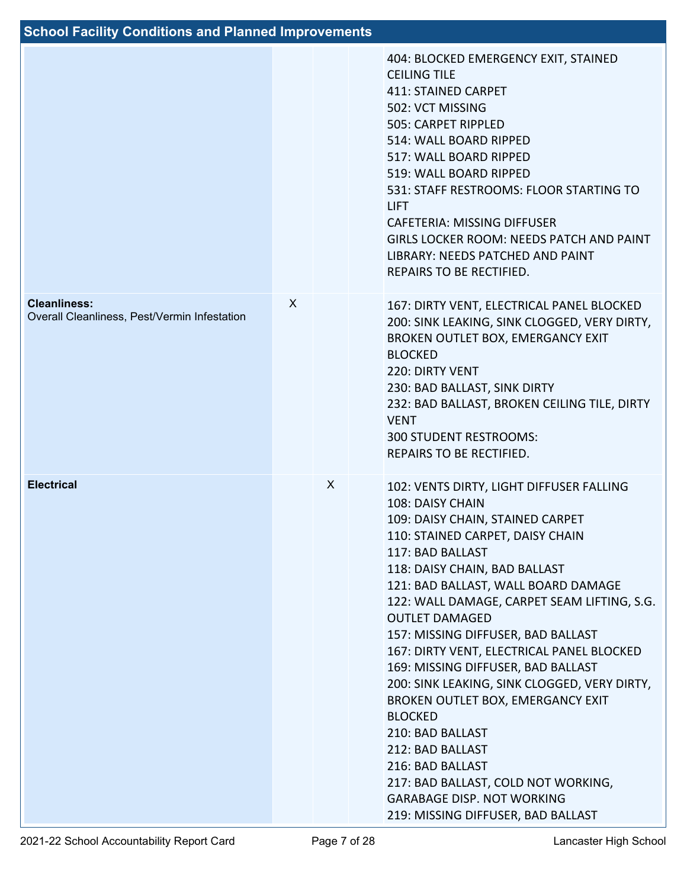## School Facility Conditions and Planned Improvements

| | | | | |
|---|---|---|---|---|
| | | | | 404: BLOCKED EMERGENCY EXIT, STAINED CEILING TILE<br>411: STAINED CARPET<br>502: VCT MISSING<br>505: CARPET RIPPLED<br>514: WALL BOARD RIPPED<br>517: WALL BOARD RIPPED<br>519: WALL BOARD RIPPED<br>531: STAFF RESTROOMS: FLOOR STARTING TO LIFT<br>CAFETERIA: MISSING DIFFUSER<br>GIRLS LOCKER ROOM: NEEDS PATCH AND PAINT<br>LIBRARY: NEEDS PATCHED AND PAINT<br>REPAIRS TO BE RECTIFIED. |
| **Cleanliness:** Overall Cleanliness, Pest/Vermin Infestation | X | | | 167: DIRTY VENT, ELECTRICAL PANEL BLOCKED<br>200: SINK LEAKING, SINK CLOGGED, VERY DIRTY, BROKEN OUTLET BOX, EMERGANCY EXIT BLOCKED<br>220: DIRTY VENT<br>230: BAD BALLAST, SINK DIRTY<br>232: BAD BALLAST, BROKEN CEILING TILE, DIRTY VENT<br>300 STUDENT RESTROOMS:<br>REPAIRS TO BE RECTIFIED. |
| **Electrical** | | X | | 102: VENTS DIRTY, LIGHT DIFFUSER FALLING<br>108: DAISY CHAIN<br>109: DAISY CHAIN, STAINED CARPET<br>110: STAINED CARPET, DAISY CHAIN<br>117: BAD BALLAST<br>118: DAISY CHAIN, BAD BALLAST<br>121: BAD BALLAST, WALL BOARD DAMAGE<br>122: WALL DAMAGE, CARPET SEAM LIFTING, S.G. OUTLET DAMAGED<br>157: MISSING DIFFUSER, BAD BALLAST<br>167: DIRTY VENT, ELECTRICAL PANEL BLOCKED<br>169: MISSING DIFFUSER, BAD BALLAST<br>200: SINK LEAKING, SINK CLOGGED, VERY DIRTY, BROKEN OUTLET BOX, EMERGANCY EXIT BLOCKED<br>210: BAD BALLAST<br>212: BAD BALLAST<br>216: BAD BALLAST<br>217: BAD BALLAST, COLD NOT WORKING, GARBAGE DISP. NOT WORKING<br>219: MISSING DIFFUSER, BAD BALLAST |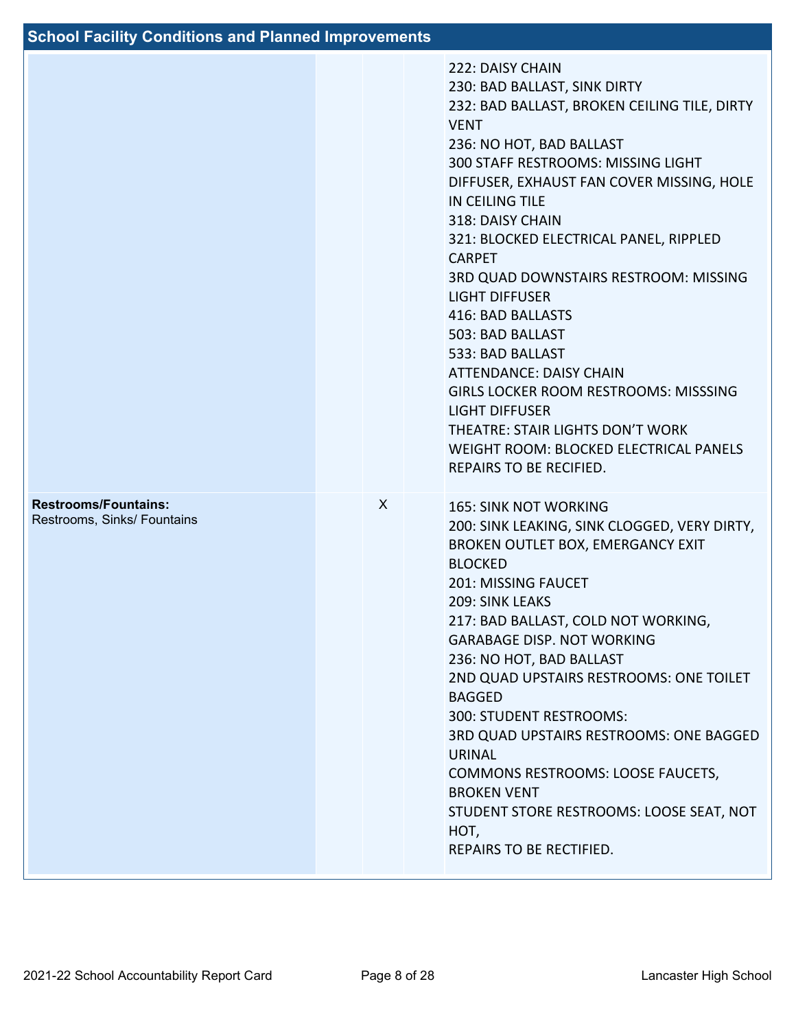## School Facility Conditions and Planned Improvements

| | | | | |
|---|---|---|---|---|
| | | | | 222: DAISY CHAIN<br>230: BAD BALLAST, SINK DIRTY<br>232: BAD BALLAST, BROKEN CEILING TILE, DIRTY VENT<br>236: NO HOT, BAD BALLAST<br>300 STAFF RESTROOMS: MISSING LIGHT DIFFUSER, EXHAUST FAN COVER MISSING, HOLE IN CEILING TILE<br>318: DAISY CHAIN<br>321: BLOCKED ELECTRICAL PANEL, RIPPLED CARPET<br>3RD QUAD DOWNSTAIRS RESTROOM: MISSING LIGHT DIFFUSER<br>416: BAD BALLASTS<br>503: BAD BALLAST<br>533: BAD BALLAST<br>ATTENDANCE: DAISY CHAIN<br>GIRLS LOCKER ROOM RESTROOMS: MISSSING LIGHT DIFFUSER<br>THEATRE: STAIR LIGHTS DON'T WORK<br>WEIGHT ROOM: BLOCKED ELECTRICAL PANELS<br>REPAIRS TO BE RECIFIED. |
| **Restrooms/Fountains:** Restrooms, Sinks/ Fountains | | X | | 165: SINK NOT WORKING<br>200: SINK LEAKING, SINK CLOGGED, VERY DIRTY, BROKEN OUTLET BOX, EMERGANCY EXIT BLOCKED<br>201: MISSING FAUCET<br>209: SINK LEAKS<br>217: BAD BALLAST, COLD NOT WORKING, GARABAGE DISP. NOT WORKING<br>236: NO HOT, BAD BALLAST<br>2ND QUAD UPSTAIRS RESTROOMS: ONE TOILET BAGGED<br>300: STUDENT RESTROOMS:<br>3RD QUAD UPSTAIRS RESTROOMS: ONE BAGGED URINAL<br>COMMONS RESTROOMS: LOOSE FAUCETS, BROKEN VENT<br>STUDENT STORE RESTROOMS: LOOSE SEAT, NOT HOT,<br>REPAIRS TO BE RECTIFIED. |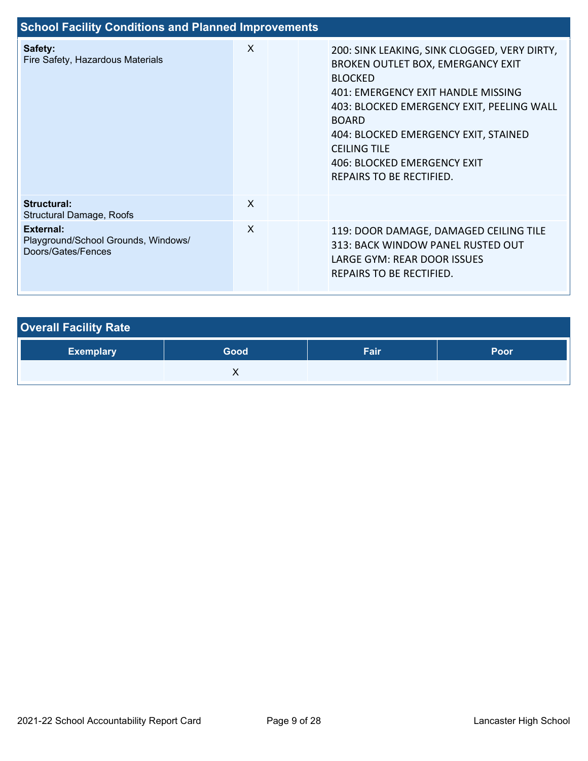## School Facility Conditions and Planned Improvements

| System Inspected | Good | Fair | Poor | Repair Needed and Action Taken or Planned |
|---|---|---|---|---|
| **Safety:** Fire Safety, Hazardous Materials | X | | | 200: SINK LEAKING, SINK CLOGGED, VERY DIRTY, BROKEN OUTLET BOX, EMERGANCY EXIT BLOCKED<br>401: EMERGENCY EXIT HANDLE MISSING<br>403: BLOCKED EMERGENCY EXIT, PEELING WALL BOARD<br>404: BLOCKED EMERGENCY EXIT, STAINED CEILING TILE<br>406: BLOCKED EMERGENCY EXIT<br>REPAIRS TO BE RECTIFIED. |
| **Structural:** Structural Damage, Roofs | X | | | |
| **External:** Playground/School Grounds, Windows/ Doors/Gates/Fences | X | | | 119: DOOR DAMAGE, DAMAGED CEILING TILE<br>313: BACK WINDOW PANEL RUSTED OUT<br>LARGE GYM: REAR DOOR ISSUES<br>REPAIRS TO BE RECTIFIED. |

## Overall Facility Rate

| Exemplary | Good | Fair | Poor |
|---|---|---|---|
| | X | | |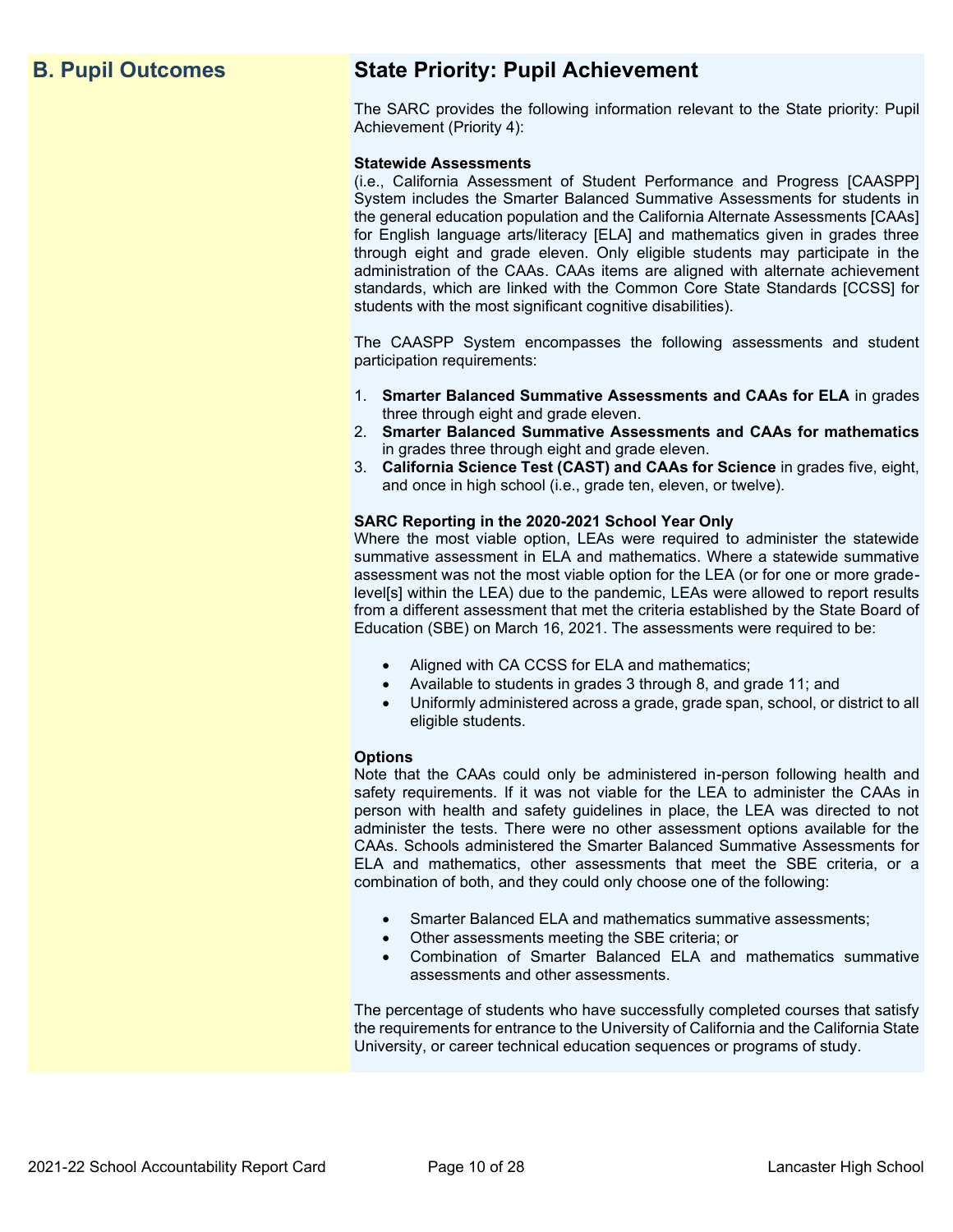## B. Pupil Outcomes

## State Priority: Pupil Achievement

The SARC provides the following information relevant to the State priority: Pupil Achievement (Priority 4):

**Statewide Assessments**
(i.e., California Assessment of Student Performance and Progress [CAASPP] System includes the Smarter Balanced Summative Assessments for students in the general education population and the California Alternate Assessments [CAAs] for English language arts/literacy [ELA] and mathematics given in grades three through eight and grade eleven. Only eligible students may participate in the administration of the CAAs. CAAs items are aligned with alternate achievement standards, which are linked with the Common Core State Standards [CCSS] for students with the most significant cognitive disabilities).

The CAASPP System encompasses the following assessments and student participation requirements:

1. **Smarter Balanced Summative Assessments and CAAs for ELA** in grades three through eight and grade eleven.
2. **Smarter Balanced Summative Assessments and CAAs for mathematics** in grades three through eight and grade eleven.
3. **California Science Test (CAST) and CAAs for Science** in grades five, eight, and once in high school (i.e., grade ten, eleven, or twelve).

**SARC Reporting in the 2020-2021 School Year Only**
Where the most viable option, LEAs were required to administer the statewide summative assessment in ELA and mathematics. Where a statewide summative assessment was not the most viable option for the LEA (or for one or more grade-level[s] within the LEA) due to the pandemic, LEAs were allowed to report results from a different assessment that met the criteria established by the State Board of Education (SBE) on March 16, 2021. The assessments were required to be:

- Aligned with CA CCSS for ELA and mathematics;
- Available to students in grades 3 through 8, and grade 11; and
- Uniformly administered across a grade, grade span, school, or district to all eligible students.

**Options**
Note that the CAAs could only be administered in-person following health and safety requirements. If it was not viable for the LEA to administer the CAAs in person with health and safety guidelines in place, the LEA was directed to not administer the tests. There were no other assessment options available for the CAAs. Schools administered the Smarter Balanced Summative Assessments for ELA and mathematics, other assessments that meet the SBE criteria, or a combination of both, and they could only choose one of the following:

- Smarter Balanced ELA and mathematics summative assessments;
- Other assessments meeting the SBE criteria; or
- Combination of Smarter Balanced ELA and mathematics summative assessments and other assessments.

The percentage of students who have successfully completed courses that satisfy the requirements for entrance to the University of California and the California State University, or career technical education sequences or programs of study.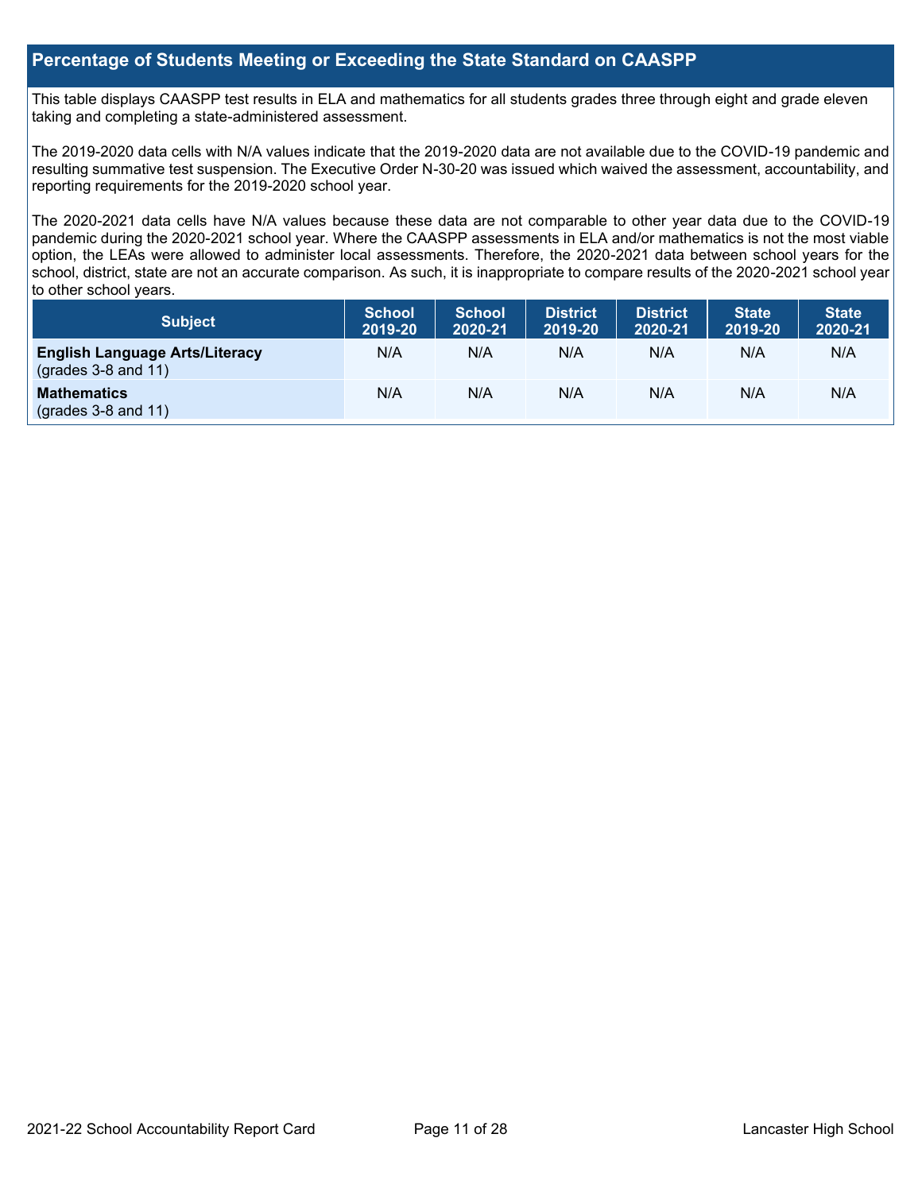## Percentage of Students Meeting or Exceeding the State Standard on CAASPP

This table displays CAASPP test results in ELA and mathematics for all students grades three through eight and grade eleven taking and completing a state-administered assessment.

The 2019-2020 data cells with N/A values indicate that the 2019-2020 data are not available due to the COVID-19 pandemic and resulting summative test suspension. The Executive Order N-30-20 was issued which waived the assessment, accountability, and reporting requirements for the 2019-2020 school year.

The 2020-2021 data cells have N/A values because these data are not comparable to other year data due to the COVID-19 pandemic during the 2020-2021 school year. Where the CAASPP assessments in ELA and/or mathematics is not the most viable option, the LEAs were allowed to administer local assessments. Therefore, the 2020-2021 data between school years for the school, district, state are not an accurate comparison. As such, it is inappropriate to compare results of the 2020-2021 school year to other school years.

| Subject | School 2019-20 | School 2020-21 | District 2019-20 | District 2020-21 | State 2019-20 | State 2020-21 |
|---|---|---|---|---|---|---|
| **English Language Arts/Literacy** (grades 3-8 and 11) | N/A | N/A | N/A | N/A | N/A | N/A |
| **Mathematics** (grades 3-8 and 11) | N/A | N/A | N/A | N/A | N/A | N/A |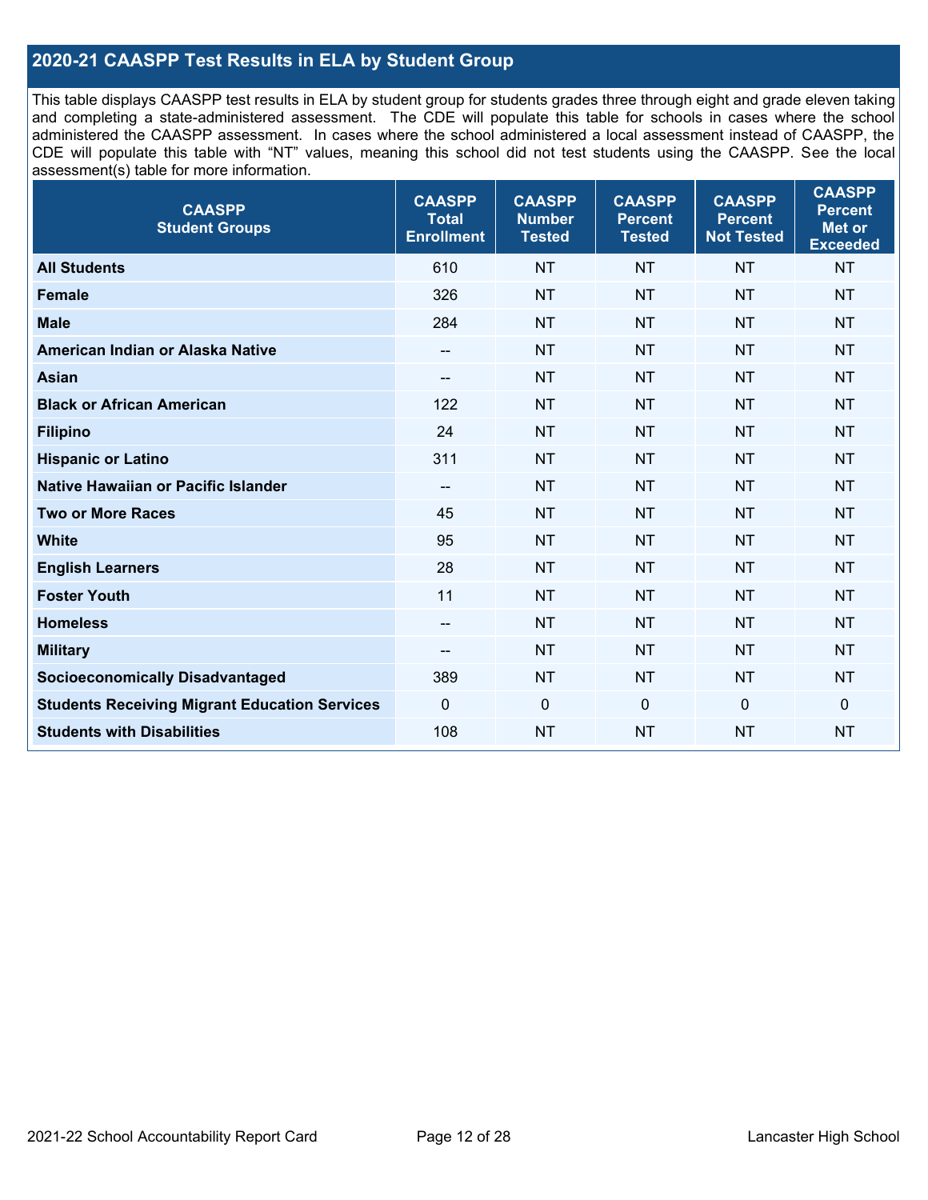## 2020-21 CAASPP Test Results in ELA by Student Group

This table displays CAASPP test results in ELA by student group for students grades three through eight and grade eleven taking and completing a state-administered assessment. The CDE will populate this table for schools in cases where the school administered the CAASPP assessment. In cases where the school administered a local assessment instead of CAASPP, the CDE will populate this table with "NT" values, meaning this school did not test students using the CAASPP. See the local assessment(s) table for more information.

| CAASPP Student Groups | CAASPP Total Enrollment | CAASPP Number Tested | CAASPP Percent Tested | CAASPP Percent Not Tested | CAASPP Percent Met or Exceeded |
|---|---|---|---|---|---|
| **All Students** | 610 | NT | NT | NT | NT |
| **Female** | 326 | NT | NT | NT | NT |
| **Male** | 284 | NT | NT | NT | NT |
| **American Indian or Alaska Native** | -- | NT | NT | NT | NT |
| **Asian** | -- | NT | NT | NT | NT |
| **Black or African American** | 122 | NT | NT | NT | NT |
| **Filipino** | 24 | NT | NT | NT | NT |
| **Hispanic or Latino** | 311 | NT | NT | NT | NT |
| **Native Hawaiian or Pacific Islander** | -- | NT | NT | NT | NT |
| **Two or More Races** | 45 | NT | NT | NT | NT |
| **White** | 95 | NT | NT | NT | NT |
| **English Learners** | 28 | NT | NT | NT | NT |
| **Foster Youth** | 11 | NT | NT | NT | NT |
| **Homeless** | -- | NT | NT | NT | NT |
| **Military** | -- | NT | NT | NT | NT |
| **Socioeconomically Disadvantaged** | 389 | NT | NT | NT | NT |
| **Students Receiving Migrant Education Services** | 0 | 0 | 0 | 0 | 0 |
| **Students with Disabilities** | 108 | NT | NT | NT | NT |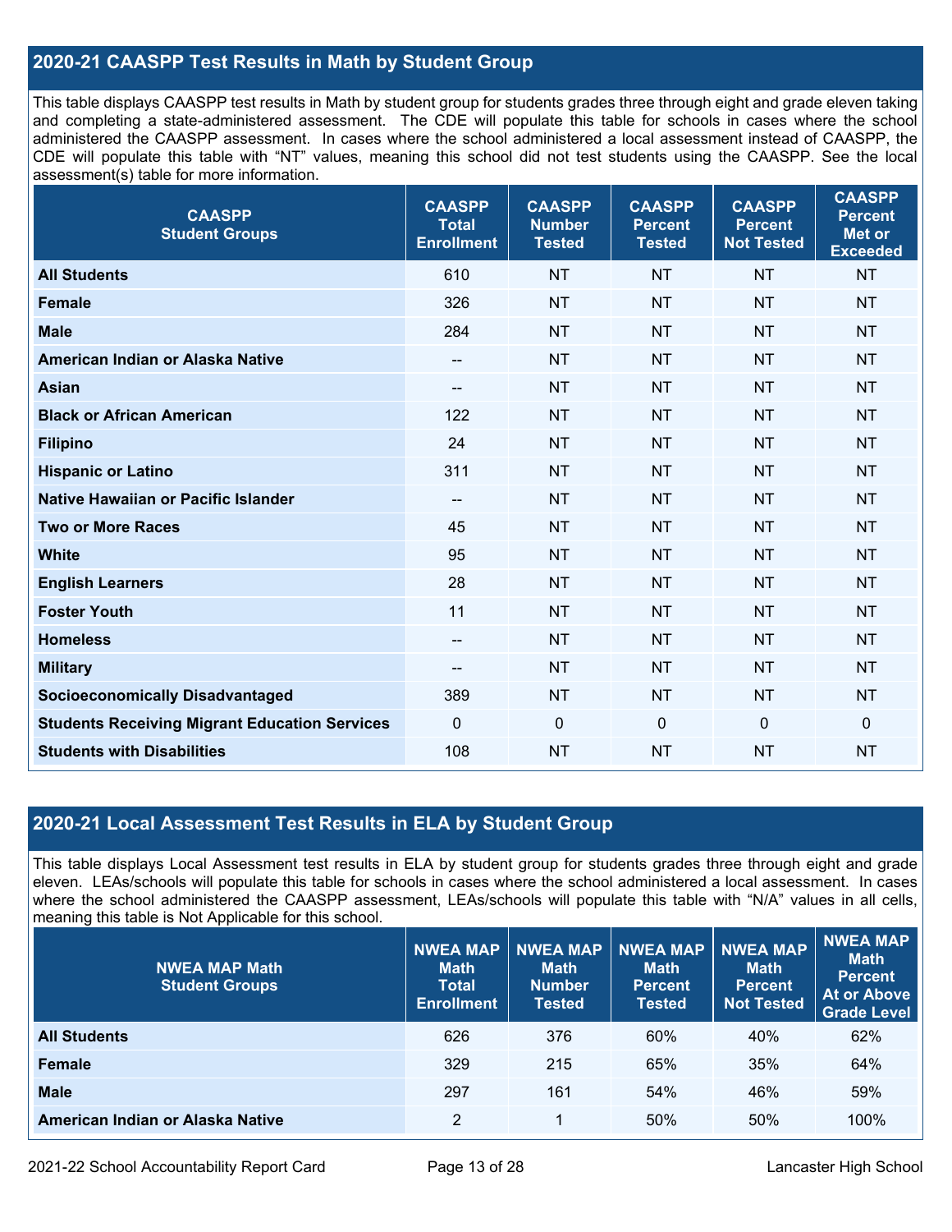## 2020-21 CAASPP Test Results in Math by Student Group

This table displays CAASPP test results in Math by student group for students grades three through eight and grade eleven taking and completing a state-administered assessment. The CDE will populate this table for schools in cases where the school administered the CAASPP assessment. In cases where the school administered a local assessment instead of CAASPP, the CDE will populate this table with "NT" values, meaning this school did not test students using the CAASPP. See the local assessment(s) table for more information.

| CAASPP Student Groups | CAASPP Total Enrollment | CAASPP Number Tested | CAASPP Percent Tested | CAASPP Percent Not Tested | CAASPP Percent Met or Exceeded |
|---|---|---|---|---|---|
| **All Students** | 610 | NT | NT | NT | NT |
| **Female** | 326 | NT | NT | NT | NT |
| **Male** | 284 | NT | NT | NT | NT |
| **American Indian or Alaska Native** | -- | NT | NT | NT | NT |
| **Asian** | -- | NT | NT | NT | NT |
| **Black or African American** | 122 | NT | NT | NT | NT |
| **Filipino** | 24 | NT | NT | NT | NT |
| **Hispanic or Latino** | 311 | NT | NT | NT | NT |
| **Native Hawaiian or Pacific Islander** | -- | NT | NT | NT | NT |
| **Two or More Races** | 45 | NT | NT | NT | NT |
| **White** | 95 | NT | NT | NT | NT |
| **English Learners** | 28 | NT | NT | NT | NT |
| **Foster Youth** | 11 | NT | NT | NT | NT |
| **Homeless** | -- | NT | NT | NT | NT |
| **Military** | -- | NT | NT | NT | NT |
| **Socioeconomically Disadvantaged** | 389 | NT | NT | NT | NT |
| **Students Receiving Migrant Education Services** | 0 | 0 | 0 | 0 | 0 |
| **Students with Disabilities** | 108 | NT | NT | NT | NT |

## 2020-21 Local Assessment Test Results in ELA by Student Group

This table displays Local Assessment test results in ELA by student group for students grades three through eight and grade eleven. LEAs/schools will populate this table for schools in cases where the school administered a local assessment. In cases where the school administered the CAASPP assessment, LEAs/schools will populate this table with "N/A" values in all cells, meaning this table is Not Applicable for this school.

| NWEA MAP Math Student Groups | NWEA MAP Math Total Enrollment | NWEA MAP Math Number Tested | NWEA MAP Math Percent Tested | NWEA MAP Math Percent Not Tested | NWEA MAP Math Percent At or Above Grade Level |
|---|---|---|---|---|---|
| **All Students** | 626 | 376 | 60% | 40% | 62% |
| **Female** | 329 | 215 | 65% | 35% | 64% |
| **Male** | 297 | 161 | 54% | 46% | 59% |
| **American Indian or Alaska Native** | 2 | 1 | 50% | 50% | 100% |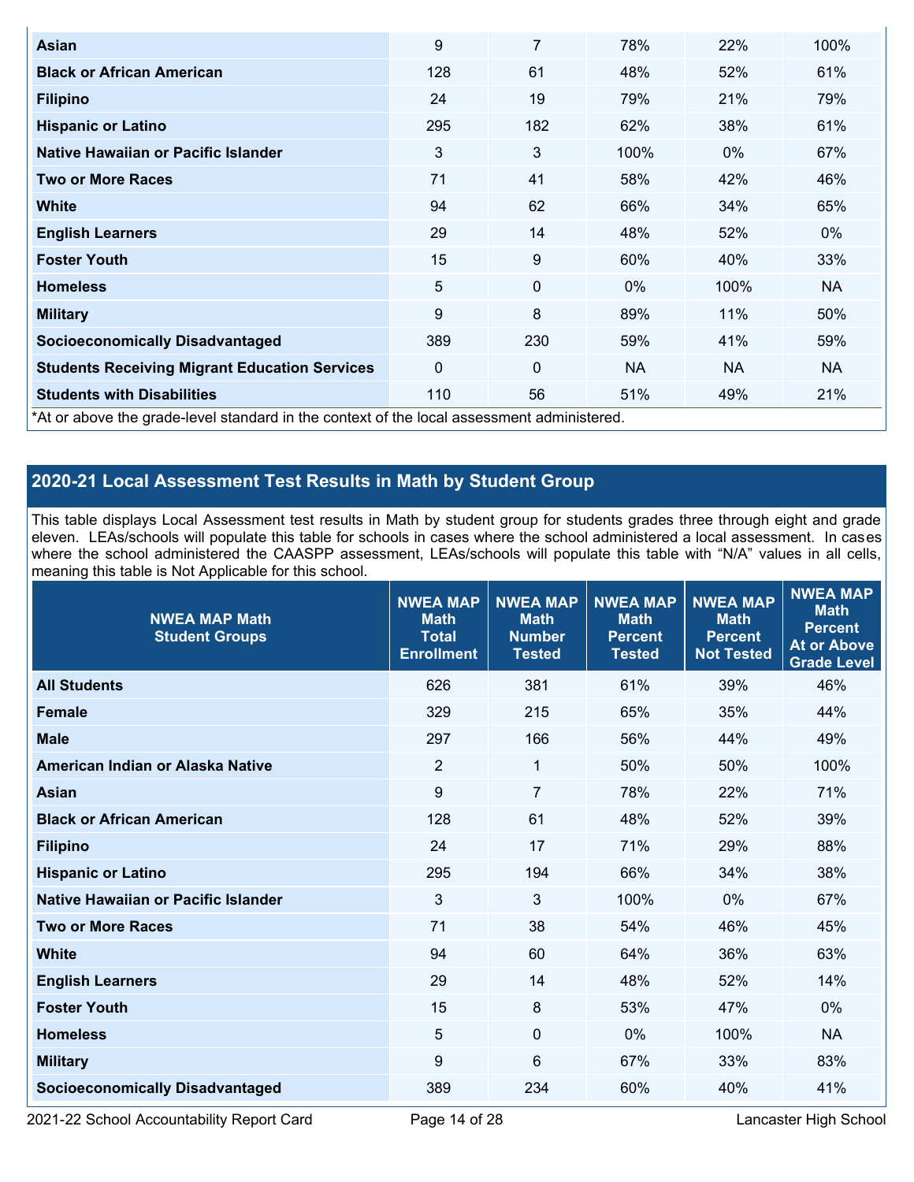| | | | | | |
|---|---|---|---|---|---|
| **Asian** | 9 | 7 | 78% | 22% | 100% |
| **Black or African American** | 128 | 61 | 48% | 52% | 61% |
| **Filipino** | 24 | 19 | 79% | 21% | 79% |
| **Hispanic or Latino** | 295 | 182 | 62% | 38% | 61% |
| **Native Hawaiian or Pacific Islander** | 3 | 3 | 100% | 0% | 67% |
| **Two or More Races** | 71 | 41 | 58% | 42% | 46% |
| **White** | 94 | 62 | 66% | 34% | 65% |
| **English Learners** | 29 | 14 | 48% | 52% | 0% |
| **Foster Youth** | 15 | 9 | 60% | 40% | 33% |
| **Homeless** | 5 | 0 | 0% | 100% | NA |
| **Military** | 9 | 8 | 89% | 11% | 50% |
| **Socioeconomically Disadvantaged** | 389 | 230 | 59% | 41% | 59% |
| **Students Receiving Migrant Education Services** | 0 | 0 | NA | NA | NA |
| **Students with Disabilities** | 110 | 56 | 51% | 49% | 21% |

*At or above the grade-level standard in the context of the local assessment administered.

## 2020-21 Local Assessment Test Results in Math by Student Group

This table displays Local Assessment test results in Math by student group for students grades three through eight and grade eleven. LEAs/schools will populate this table for schools in cases where the school administered a local assessment. In cases where the school administered the CAASPP assessment, LEAs/schools will populate this table with "N/A" values in all cells, meaning this table is Not Applicable for this school.

| NWEA MAP Math Student Groups | NWEA MAP Math Total Enrollment | NWEA MAP Math Number Tested | NWEA MAP Math Percent Tested | NWEA MAP Math Percent Not Tested | NWEA MAP Math Percent At or Above Grade Level |
|---|---|---|---|---|---|
| **All Students** | 626 | 381 | 61% | 39% | 46% |
| **Female** | 329 | 215 | 65% | 35% | 44% |
| **Male** | 297 | 166 | 56% | 44% | 49% |
| **American Indian or Alaska Native** | 2 | 1 | 50% | 50% | 100% |
| **Asian** | 9 | 7 | 78% | 22% | 71% |
| **Black or African American** | 128 | 61 | 48% | 52% | 39% |
| **Filipino** | 24 | 17 | 71% | 29% | 88% |
| **Hispanic or Latino** | 295 | 194 | 66% | 34% | 38% |
| **Native Hawaiian or Pacific Islander** | 3 | 3 | 100% | 0% | 67% |
| **Two or More Races** | 71 | 38 | 54% | 46% | 45% |
| **White** | 94 | 60 | 64% | 36% | 63% |
| **English Learners** | 29 | 14 | 48% | 52% | 14% |
| **Foster Youth** | 15 | 8 | 53% | 47% | 0% |
| **Homeless** | 5 | 0 | 0% | 100% | NA |
| **Military** | 9 | 6 | 67% | 33% | 83% |
| **Socioeconomically Disadvantaged** | 389 | 234 | 60% | 40% | 41% |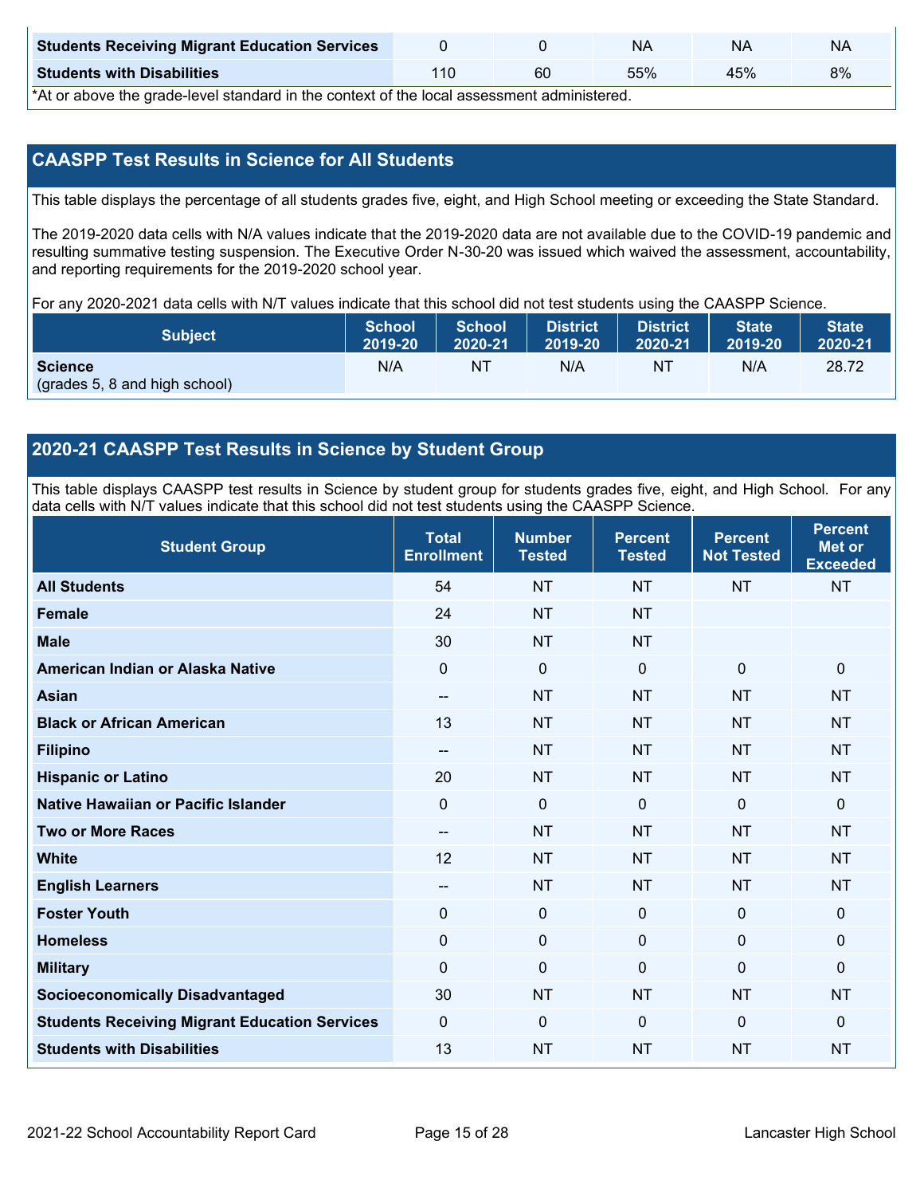| Students Receiving Migrant Education Services | 0 | 0 | NA | NA | NA |
|---|---|---|---|---|---|
| **Students with Disabilities** | 110 | 60 | 55% | 45% | 8% |

*At or above the grade-level standard in the context of the local assessment administered.

## CAASPP Test Results in Science for All Students

This table displays the percentage of all students grades five, eight, and High School meeting or exceeding the State Standard.

The 2019-2020 data cells with N/A values indicate that the 2019-2020 data are not available due to the COVID-19 pandemic and resulting summative testing suspension. The Executive Order N-30-20 was issued which waived the assessment, accountability, and reporting requirements for the 2019-2020 school year.

For any 2020-2021 data cells with N/T values indicate that this school did not test students using the CAASPP Science.

| Subject | School 2019-20 | School 2020-21 | District 2019-20 | District 2020-21 | State 2019-20 | State 2020-21 |
|---|---|---|---|---|---|---|
| **Science** (grades 5, 8 and high school) | N/A | NT | N/A | NT | N/A | 28.72 |

## 2020-21 CAASPP Test Results in Science by Student Group

This table displays CAASPP test results in Science by student group for students grades five, eight, and High School. For any data cells with N/T values indicate that this school did not test students using the CAASPP Science.

| Student Group | Total Enrollment | Number Tested | Percent Tested | Percent Not Tested | Percent Met or Exceeded |
|---|---|---|---|---|---|
| **All Students** | 54 | NT | NT | NT | NT |
| **Female** | 24 | NT | NT | | |
| **Male** | 30 | NT | NT | | |
| **American Indian or Alaska Native** | 0 | 0 | 0 | 0 | 0 |
| **Asian** | -- | NT | NT | NT | NT |
| **Black or African American** | 13 | NT | NT | NT | NT |
| **Filipino** | -- | NT | NT | NT | NT |
| **Hispanic or Latino** | 20 | NT | NT | NT | NT |
| **Native Hawaiian or Pacific Islander** | 0 | 0 | 0 | 0 | 0 |
| **Two or More Races** | -- | NT | NT | NT | NT |
| **White** | 12 | NT | NT | NT | NT |
| **English Learners** | -- | NT | NT | NT | NT |
| **Foster Youth** | 0 | 0 | 0 | 0 | 0 |
| **Homeless** | 0 | 0 | 0 | 0 | 0 |
| **Military** | 0 | 0 | 0 | 0 | 0 |
| **Socioeconomically Disadvantaged** | 30 | NT | NT | NT | NT |
| **Students Receiving Migrant Education Services** | 0 | 0 | 0 | 0 | 0 |
| **Students with Disabilities** | 13 | NT | NT | NT | NT |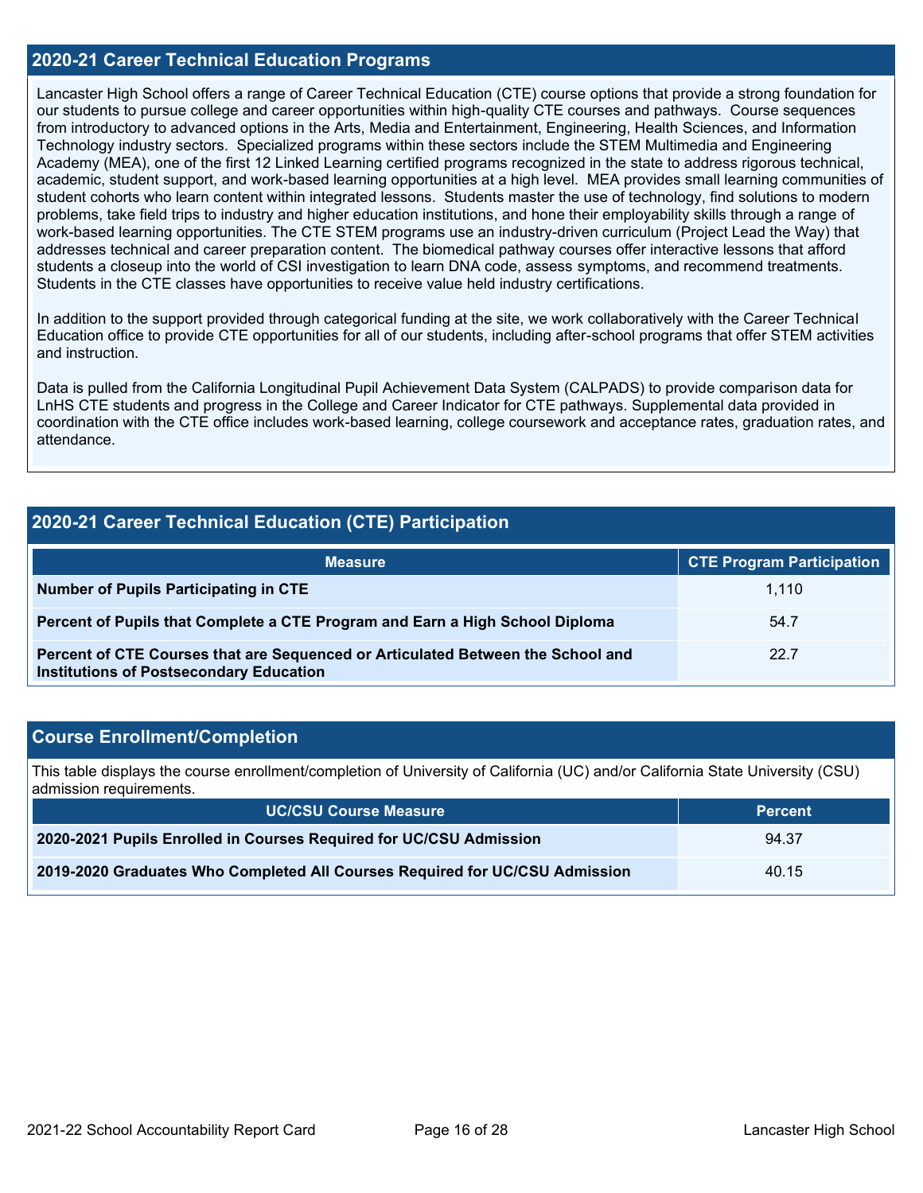## 2020-21 Career Technical Education Programs

Lancaster High School offers a range of Career Technical Education (CTE) course options that provide a strong foundation for our students to pursue college and career opportunities within high-quality CTE courses and pathways. Course sequences from introductory to advanced options in the Arts, Media and Entertainment, Engineering, Health Sciences, and Information Technology industry sectors. Specialized programs within these sectors include the STEM Multimedia and Engineering Academy (MEA), one of the first 12 Linked Learning certified programs recognized in the state to address rigorous technical, academic, student support, and work-based learning opportunities at a high level. MEA provides small learning communities of student cohorts who learn content within integrated lessons. Students master the use of technology, find solutions to modern problems, take field trips to industry and higher education institutions, and hone their employability skills through a range of work-based learning opportunities. The CTE STEM programs use an industry-driven curriculum (Project Lead the Way) that addresses technical and career preparation content. The biomedical pathway courses offer interactive lessons that afford students a closeup into the world of CSI investigation to learn DNA code, assess symptoms, and recommend treatments. Students in the CTE classes have opportunities to receive value held industry certifications.

In addition to the support provided through categorical funding at the site, we work collaboratively with the Career Technical Education office to provide CTE opportunities for all of our students, including after-school programs that offer STEM activities and instruction.

Data is pulled from the California Longitudinal Pupil Achievement Data System (CALPADS) to provide comparison data for LnHS CTE students and progress in the College and Career Indicator for CTE pathways. Supplemental data provided in coordination with the CTE office includes work-based learning, college coursework and acceptance rates, graduation rates, and attendance.

## 2020-21 Career Technical Education (CTE) Participation

| Measure | CTE Program Participation |
|---|---|
| **Number of Pupils Participating in CTE** | 1,110 |
| **Percent of Pupils that Complete a CTE Program and Earn a High School Diploma** | 54.7 |
| **Percent of CTE Courses that are Sequenced or Articulated Between the School and Institutions of Postsecondary Education** | 22.7 |

## Course Enrollment/Completion

This table displays the course enrollment/completion of University of California (UC) and/or California State University (CSU) admission requirements.

| UC/CSU Course Measure | Percent |
|---|---|
| **2020-2021 Pupils Enrolled in Courses Required for UC/CSU Admission** | 94.37 |
| **2019-2020 Graduates Who Completed All Courses Required for UC/CSU Admission** | 40.15 |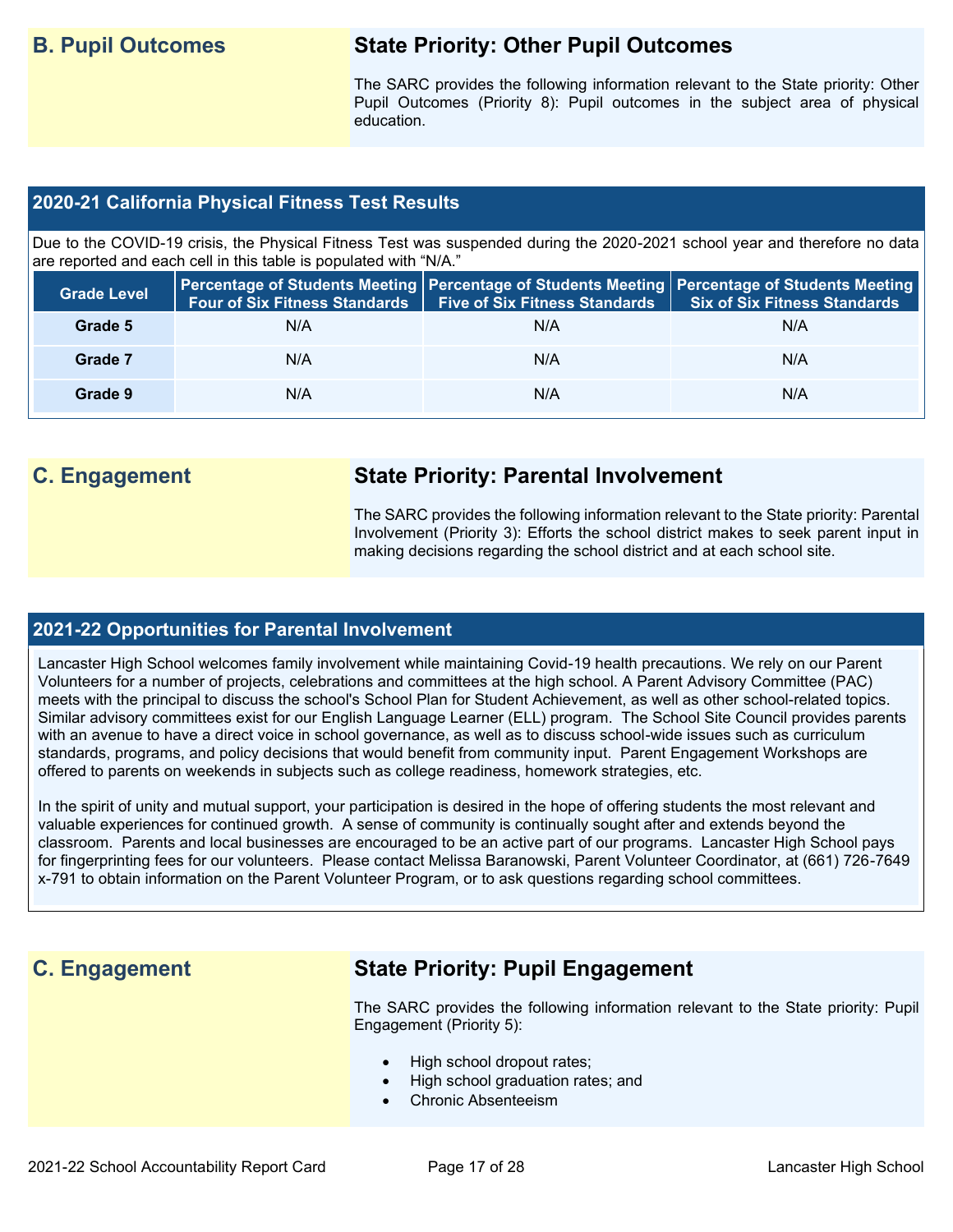## B. Pupil Outcomes

### State Priority: Other Pupil Outcomes

The SARC provides the following information relevant to the State priority: Other Pupil Outcomes (Priority 8): Pupil outcomes in the subject area of physical education.

### 2020-21 California Physical Fitness Test Results

Due to the COVID-19 crisis, the Physical Fitness Test was suspended during the 2020-2021 school year and therefore no data are reported and each cell in this table is populated with "N/A."

| Grade Level | Percentage of Students Meeting Four of Six Fitness Standards | Percentage of Students Meeting Five of Six Fitness Standards | Percentage of Students Meeting Six of Six Fitness Standards |
|---|---|---|---|
| Grade 5 | N/A | N/A | N/A |
| Grade 7 | N/A | N/A | N/A |
| Grade 9 | N/A | N/A | N/A |

## C. Engagement

### State Priority: Parental Involvement

The SARC provides the following information relevant to the State priority: Parental Involvement (Priority 3): Efforts the school district makes to seek parent input in making decisions regarding the school district and at each school site.

### 2021-22 Opportunities for Parental Involvement

Lancaster High School welcomes family involvement while maintaining Covid-19 health precautions. We rely on our Parent Volunteers for a number of projects, celebrations and committees at the high school. A Parent Advisory Committee (PAC) meets with the principal to discuss the school's School Plan for Student Achievement, as well as other school-related topics. Similar advisory committees exist for our English Language Learner (ELL) program. The School Site Council provides parents with an avenue to have a direct voice in school governance, as well as to discuss school-wide issues such as curriculum standards, programs, and policy decisions that would benefit from community input. Parent Engagement Workshops are offered to parents on weekends in subjects such as college readiness, homework strategies, etc.

In the spirit of unity and mutual support, your participation is desired in the hope of offering students the most relevant and valuable experiences for continued growth. A sense of community is continually sought after and extends beyond the classroom. Parents and local businesses are encouraged to be an active part of our programs. Lancaster High School pays for fingerprinting fees for our volunteers. Please contact Melissa Baranowski, Parent Volunteer Coordinator, at (661) 726-7649 x-791 to obtain information on the Parent Volunteer Program, or to ask questions regarding school committees.

## C. Engagement

### State Priority: Pupil Engagement

The SARC provides the following information relevant to the State priority: Pupil Engagement (Priority 5):

- High school dropout rates;
- High school graduation rates; and
- Chronic Absenteeism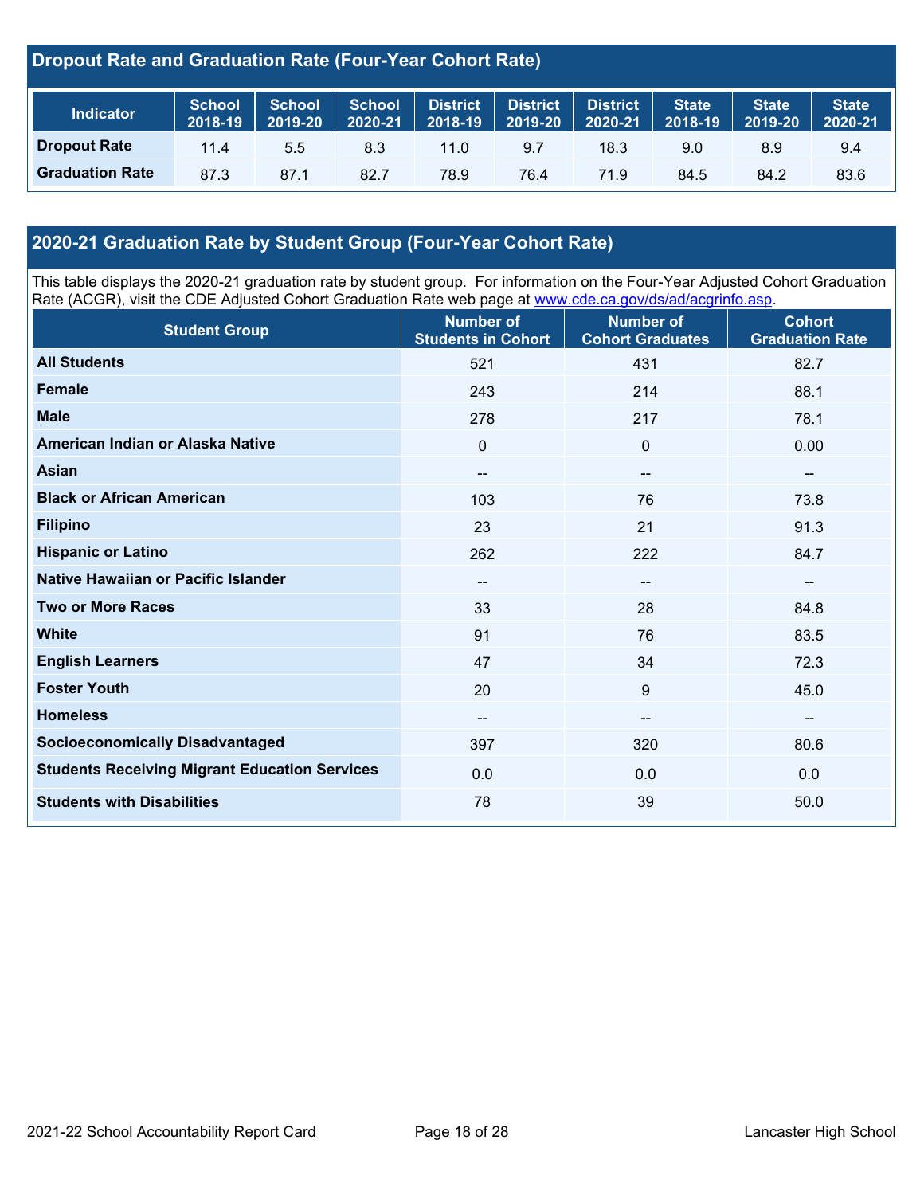## Dropout Rate and Graduation Rate (Four-Year Cohort Rate)

| Indicator | School 2018-19 | School 2019-20 | School 2020-21 | District 2018-19 | District 2019-20 | District 2020-21 | State 2018-19 | State 2019-20 | State 2020-21 |
|---|---|---|---|---|---|---|---|---|---|
| Dropout Rate | 11.4 | 5.5 | 8.3 | 11.0 | 9.7 | 18.3 | 9.0 | 8.9 | 9.4 |
| Graduation Rate | 87.3 | 87.1 | 82.7 | 78.9 | 76.4 | 71.9 | 84.5 | 84.2 | 83.6 |

## 2020-21 Graduation Rate by Student Group (Four-Year Cohort Rate)

This table displays the 2020-21 graduation rate by student group. For information on the Four-Year Adjusted Cohort Graduation Rate (ACGR), visit the CDE Adjusted Cohort Graduation Rate web page at www.cde.ca.gov/ds/ad/acgrinfo.asp.

| Student Group | Number of Students in Cohort | Number of Cohort Graduates | Cohort Graduation Rate |
|---|---|---|---|
| All Students | 521 | 431 | 82.7 |
| Female | 243 | 214 | 88.1 |
| Male | 278 | 217 | 78.1 |
| American Indian or Alaska Native | 0 | 0 | 0.00 |
| Asian | -- | -- | -- |
| Black or African American | 103 | 76 | 73.8 |
| Filipino | 23 | 21 | 91.3 |
| Hispanic or Latino | 262 | 222 | 84.7 |
| Native Hawaiian or Pacific Islander | -- | -- | -- |
| Two or More Races | 33 | 28 | 84.8 |
| White | 91 | 76 | 83.5 |
| English Learners | 47 | 34 | 72.3 |
| Foster Youth | 20 | 9 | 45.0 |
| Homeless | -- | -- | -- |
| Socioeconomically Disadvantaged | 397 | 320 | 80.6 |
| Students Receiving Migrant Education Services | 0.0 | 0.0 | 0.0 |
| Students with Disabilities | 78 | 39 | 50.0 |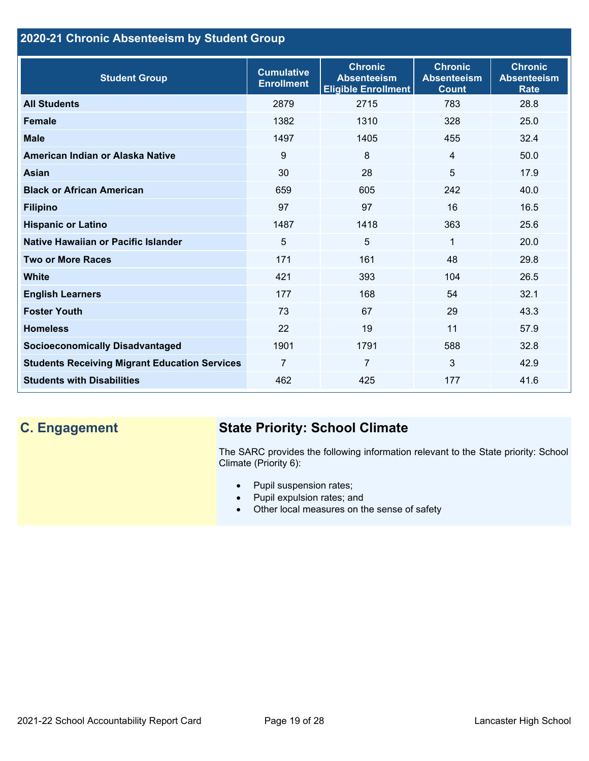## 2020-21 Chronic Absenteeism by Student Group

| Student Group | Cumulative Enrollment | Chronic Absenteeism Eligible Enrollment | Chronic Absenteeism Count | Chronic Absenteeism Rate |
|---|---|---|---|---|
| All Students | 2879 | 2715 | 783 | 28.8 |
| Female | 1382 | 1310 | 328 | 25.0 |
| Male | 1497 | 1405 | 455 | 32.4 |
| American Indian or Alaska Native | 9 | 8 | 4 | 50.0 |
| Asian | 30 | 28 | 5 | 17.9 |
| Black or African American | 659 | 605 | 242 | 40.0 |
| Filipino | 97 | 97 | 16 | 16.5 |
| Hispanic or Latino | 1487 | 1418 | 363 | 25.6 |
| Native Hawaiian or Pacific Islander | 5 | 5 | 1 | 20.0 |
| Two or More Races | 171 | 161 | 48 | 29.8 |
| White | 421 | 393 | 104 | 26.5 |
| English Learners | 177 | 168 | 54 | 32.1 |
| Foster Youth | 73 | 67 | 29 | 43.3 |
| Homeless | 22 | 19 | 11 | 57.9 |
| Socioeconomically Disadvantaged | 1901 | 1791 | 588 | 32.8 |
| Students Receiving Migrant Education Services | 7 | 7 | 3 | 42.9 |
| Students with Disabilities | 462 | 425 | 177 | 41.6 |

## C. Engagement

### State Priority: School Climate

The SARC provides the following information relevant to the State priority: School Climate (Priority 6):

- Pupil suspension rates;
- Pupil expulsion rates; and
- Other local measures on the sense of safety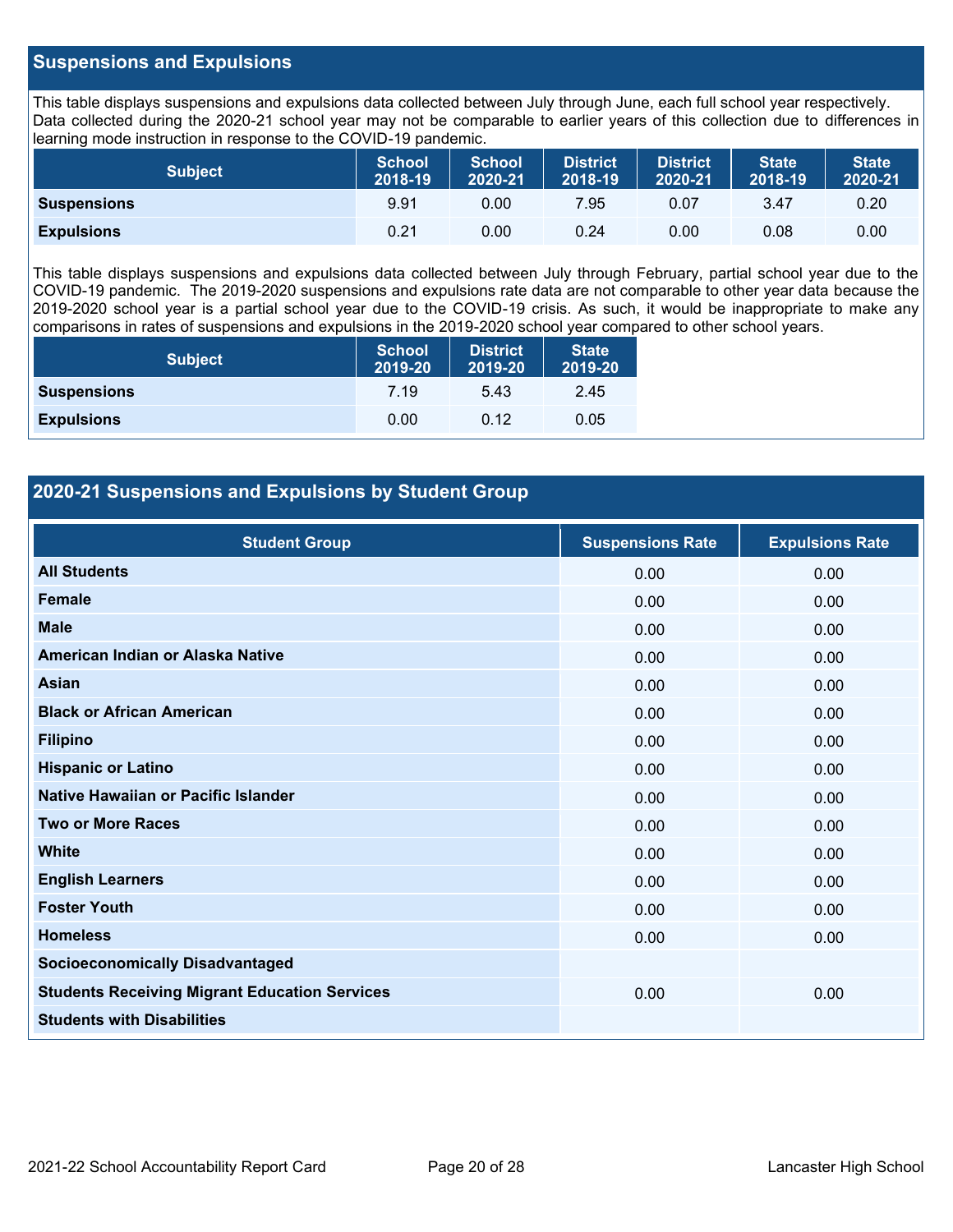## Suspensions and Expulsions

This table displays suspensions and expulsions data collected between July through June, each full school year respectively. Data collected during the 2020-21 school year may not be comparable to earlier years of this collection due to differences in learning mode instruction in response to the COVID-19 pandemic.

| Subject | School 2018-19 | School 2020-21 | District 2018-19 | District 2020-21 | State 2018-19 | State 2020-21 |
|---|---|---|---|---|---|---|
| **Suspensions** | 9.91 | 0.00 | 7.95 | 0.07 | 3.47 | 0.20 |
| **Expulsions** | 0.21 | 0.00 | 0.24 | 0.00 | 0.08 | 0.00 |

This table displays suspensions and expulsions data collected between July through February, partial school year due to the COVID-19 pandemic. The 2019-2020 suspensions and expulsions rate data are not comparable to other year data because the 2019-2020 school year is a partial school year due to the COVID-19 crisis. As such, it would be inappropriate to make any comparisons in rates of suspensions and expulsions in the 2019-2020 school year compared to other school years.

| Subject | School 2019-20 | District 2019-20 | State 2019-20 |
|---|---|---|---|
| **Suspensions** | 7.19 | 5.43 | 2.45 |
| **Expulsions** | 0.00 | 0.12 | 0.05 |

## 2020-21 Suspensions and Expulsions by Student Group

| Student Group | Suspensions Rate | Expulsions Rate |
|---|---|---|
| **All Students** | 0.00 | 0.00 |
| **Female** | 0.00 | 0.00 |
| **Male** | 0.00 | 0.00 |
| **American Indian or Alaska Native** | 0.00 | 0.00 |
| **Asian** | 0.00 | 0.00 |
| **Black or African American** | 0.00 | 0.00 |
| **Filipino** | 0.00 | 0.00 |
| **Hispanic or Latino** | 0.00 | 0.00 |
| **Native Hawaiian or Pacific Islander** | 0.00 | 0.00 |
| **Two or More Races** | 0.00 | 0.00 |
| **White** | 0.00 | 0.00 |
| **English Learners** | 0.00 | 0.00 |
| **Foster Youth** | 0.00 | 0.00 |
| **Homeless** | 0.00 | 0.00 |
| **Socioeconomically Disadvantaged** | | |
| **Students Receiving Migrant Education Services** | 0.00 | 0.00 |
| **Students with Disabilities** | | |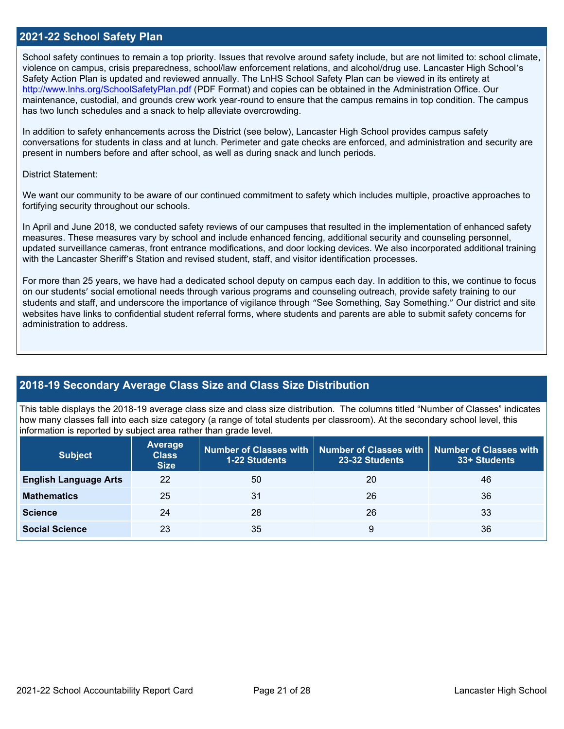## 2021-22 School Safety Plan

School safety continues to remain a top priority. Issues that revolve around safety include, but are not limited to: school climate, violence on campus, crisis preparedness, school/law enforcement relations, and alcohol/drug use. Lancaster High School's Safety Action Plan is updated and reviewed annually. The LnHS School Safety Plan can be viewed in its entirety at http://www.lnhs.org/SchoolSafetyPlan.pdf (PDF Format) and copies can be obtained in the Administration Office. Our maintenance, custodial, and grounds crew work year-round to ensure that the campus remains in top condition. The campus has two lunch schedules and a snack to help alleviate overcrowding.

In addition to safety enhancements across the District (see below), Lancaster High School provides campus safety conversations for students in class and at lunch. Perimeter and gate checks are enforced, and administration and security are present in numbers before and after school, as well as during snack and lunch periods.

District Statement:

We want our community to be aware of our continued commitment to safety which includes multiple, proactive approaches to fortifying security throughout our schools.

In April and June 2018, we conducted safety reviews of our campuses that resulted in the implementation of enhanced safety measures. These measures vary by school and include enhanced fencing, additional security and counseling personnel, updated surveillance cameras, front entrance modifications, and door locking devices. We also incorporated additional training with the Lancaster Sheriff's Station and revised student, staff, and visitor identification processes.

For more than 25 years, we have had a dedicated school deputy on campus each day. In addition to this, we continue to focus on our students' social emotional needs through various programs and counseling outreach, provide safety training to our students and staff, and underscore the importance of vigilance through "See Something, Say Something." Our district and site websites have links to confidential student referral forms, where students and parents are able to submit safety concerns for administration to address.

## 2018-19 Secondary Average Class Size and Class Size Distribution

This table displays the 2018-19 average class size and class size distribution. The columns titled "Number of Classes" indicates how many classes fall into each size category (a range of total students per classroom). At the secondary school level, this information is reported by subject area rather than grade level.

| Subject | Average Class Size | Number of Classes with 1-22 Students | Number of Classes with 23-32 Students | Number of Classes with 33+ Students |
|---|---|---|---|---|
| **English Language Arts** | 22 | 50 | 20 | 46 |
| **Mathematics** | 25 | 31 | 26 | 36 |
| **Science** | 24 | 28 | 26 | 33 |
| **Social Science** | 23 | 35 | 9 | 36 |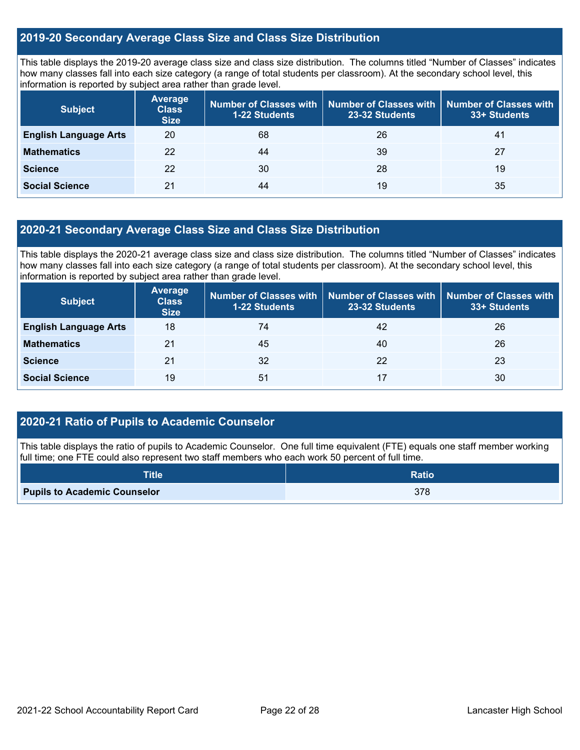## 2019-20 Secondary Average Class Size and Class Size Distribution

This table displays the 2019-20 average class size and class size distribution. The columns titled "Number of Classes" indicates how many classes fall into each size category (a range of total students per classroom). At the secondary school level, this information is reported by subject area rather than grade level.

| Subject | Average Class Size | Number of Classes with 1-22 Students | Number of Classes with 23-32 Students | Number of Classes with 33+ Students |
|---|---|---|---|---|
| **English Language Arts** | 20 | 68 | 26 | 41 |
| **Mathematics** | 22 | 44 | 39 | 27 |
| **Science** | 22 | 30 | 28 | 19 |
| **Social Science** | 21 | 44 | 19 | 35 |

## 2020-21 Secondary Average Class Size and Class Size Distribution

This table displays the 2020-21 average class size and class size distribution. The columns titled "Number of Classes" indicates how many classes fall into each size category (a range of total students per classroom). At the secondary school level, this information is reported by subject area rather than grade level.

| Subject | Average Class Size | Number of Classes with 1-22 Students | Number of Classes with 23-32 Students | Number of Classes with 33+ Students |
|---|---|---|---|---|
| **English Language Arts** | 18 | 74 | 42 | 26 |
| **Mathematics** | 21 | 45 | 40 | 26 |
| **Science** | 21 | 32 | 22 | 23 |
| **Social Science** | 19 | 51 | 17 | 30 |

## 2020-21 Ratio of Pupils to Academic Counselor

This table displays the ratio of pupils to Academic Counselor. One full time equivalent (FTE) equals one staff member working full time; one FTE could also represent two staff members who each work 50 percent of full time.

| Title | Ratio |
|---|---|
| **Pupils to Academic Counselor** | 378 |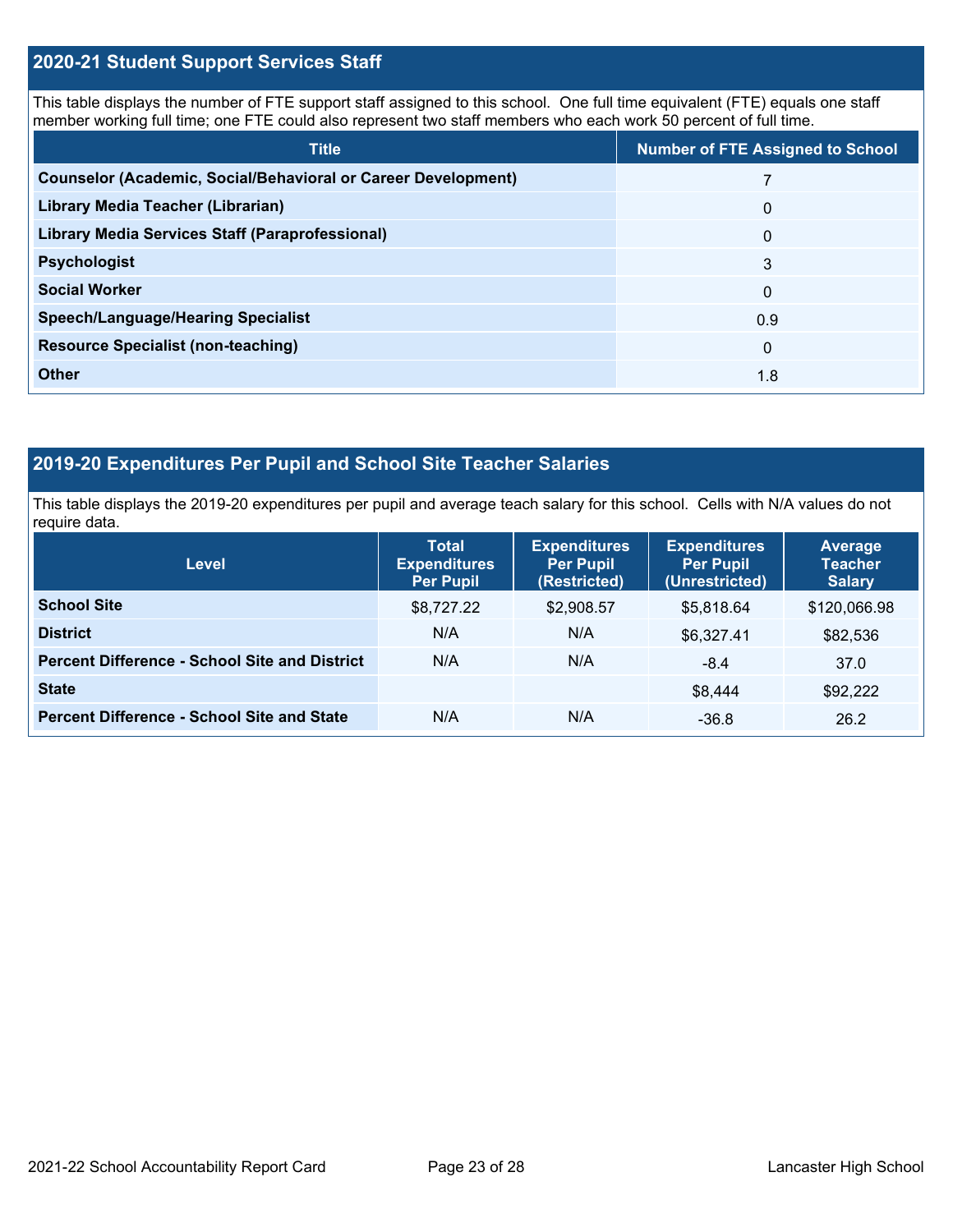## 2020-21 Student Support Services Staff

This table displays the number of FTE support staff assigned to this school. One full time equivalent (FTE) equals one staff member working full time; one FTE could also represent two staff members who each work 50 percent of full time.

| Title | Number of FTE Assigned to School |
|---|---|
| **Counselor (Academic, Social/Behavioral or Career Development)** | 7 |
| **Library Media Teacher (Librarian)** | 0 |
| **Library Media Services Staff (Paraprofessional)** | 0 |
| **Psychologist** | 3 |
| **Social Worker** | 0 |
| **Speech/Language/Hearing Specialist** | 0.9 |
| **Resource Specialist (non-teaching)** | 0 |
| **Other** | 1.8 |

## 2019-20 Expenditures Per Pupil and School Site Teacher Salaries

This table displays the 2019-20 expenditures per pupil and average teach salary for this school. Cells with N/A values do not require data.

| Level | Total Expenditures Per Pupil | Expenditures Per Pupil (Restricted) | Expenditures Per Pupil (Unrestricted) | Average Teacher Salary |
|---|---|---|---|---|
| **School Site** | $8,727.22 | $2,908.57 | $5,818.64 | $120,066.98 |
| **District** | N/A | N/A | $6,327.41 | $82,536 |
| **Percent Difference - School Site and District** | N/A | N/A | -8.4 | 37.0 |
| **State** | | | $8,444 | $92,222 |
| **Percent Difference - School Site and State** | N/A | N/A | -36.8 | 26.2 |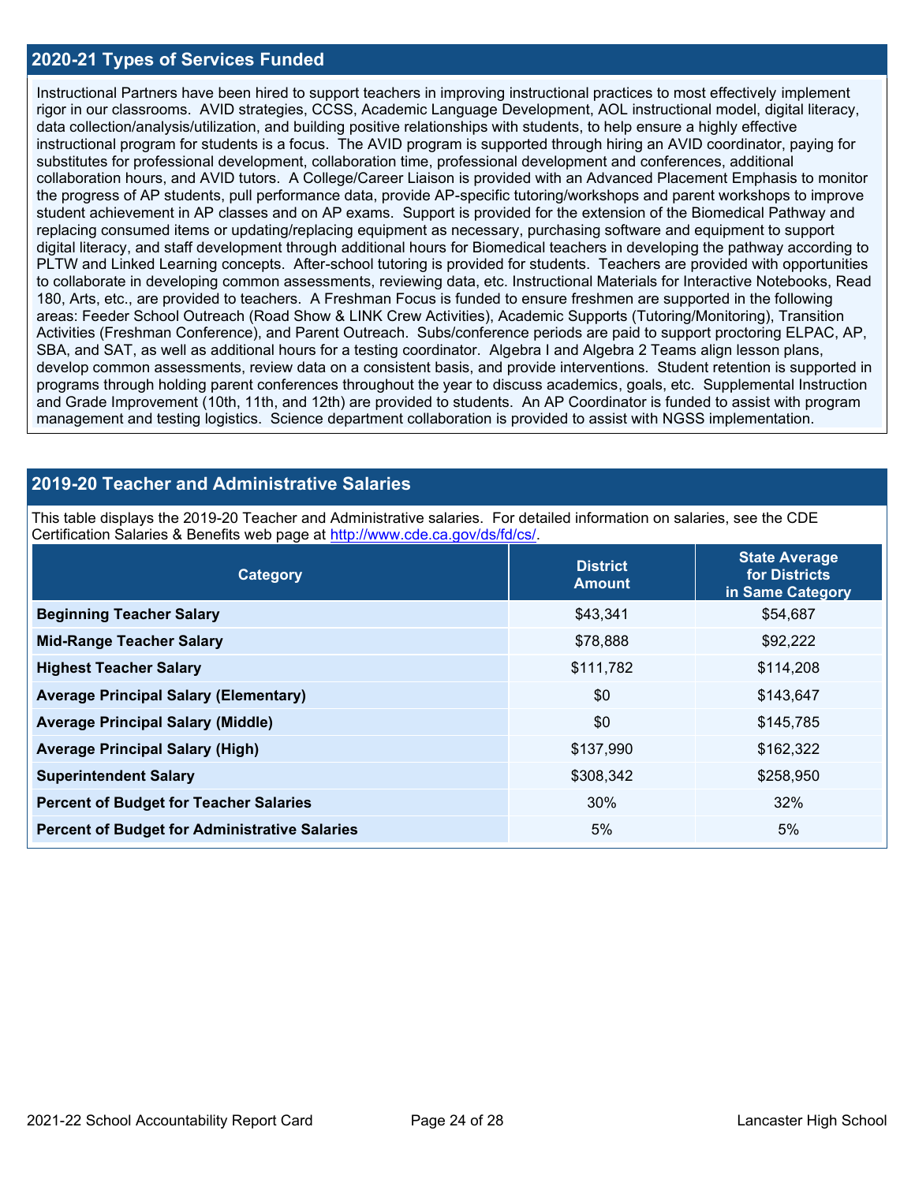## 2020-21 Types of Services Funded

Instructional Partners have been hired to support teachers in improving instructional practices to most effectively implement rigor in our classrooms. AVID strategies, CCSS, Academic Language Development, AOL instructional model, digital literacy, data collection/analysis/utilization, and building positive relationships with students, to help ensure a highly effective instructional program for students is a focus. The AVID program is supported through hiring an AVID coordinator, paying for substitutes for professional development, collaboration time, professional development and conferences, additional collaboration hours, and AVID tutors. A College/Career Liaison is provided with an Advanced Placement Emphasis to monitor the progress of AP students, pull performance data, provide AP-specific tutoring/workshops and parent workshops to improve student achievement in AP classes and on AP exams. Support is provided for the extension of the Biomedical Pathway and replacing consumed items or updating/replacing equipment as necessary, purchasing software and equipment to support digital literacy, and staff development through additional hours for Biomedical teachers in developing the pathway according to PLTW and Linked Learning concepts. After-school tutoring is provided for students. Teachers are provided with opportunities to collaborate in developing common assessments, reviewing data, etc. Instructional Materials for Interactive Notebooks, Read 180, Arts, etc., are provided to teachers. A Freshman Focus is funded to ensure freshmen are supported in the following areas: Feeder School Outreach (Road Show & LINK Crew Activities), Academic Supports (Tutoring/Monitoring), Transition Activities (Freshman Conference), and Parent Outreach. Subs/conference periods are paid to support proctoring ELPAC, AP, SBA, and SAT, as well as additional hours for a testing coordinator. Algebra I and Algebra 2 Teams align lesson plans, develop common assessments, review data on a consistent basis, and provide interventions. Student retention is supported in programs through holding parent conferences throughout the year to discuss academics, goals, etc. Supplemental Instruction and Grade Improvement (10th, 11th, and 12th) are provided to students. An AP Coordinator is funded to assist with program management and testing logistics. Science department collaboration is provided to assist with NGSS implementation.

## 2019-20 Teacher and Administrative Salaries

This table displays the 2019-20 Teacher and Administrative salaries. For detailed information on salaries, see the CDE Certification Salaries & Benefits web page at http://www.cde.ca.gov/ds/fd/cs/.

| Category | District Amount | State Average for Districts in Same Category |
|---|---|---|
| **Beginning Teacher Salary** | $43,341 | $54,687 |
| **Mid-Range Teacher Salary** | $78,888 | $92,222 |
| **Highest Teacher Salary** | $111,782 | $114,208 |
| **Average Principal Salary (Elementary)** | $0 | $143,647 |
| **Average Principal Salary (Middle)** | $0 | $145,785 |
| **Average Principal Salary (High)** | $137,990 | $162,322 |
| **Superintendent Salary** | $308,342 | $258,950 |
| **Percent of Budget for Teacher Salaries** | 30% | 32% |
| **Percent of Budget for Administrative Salaries** | 5% | 5% |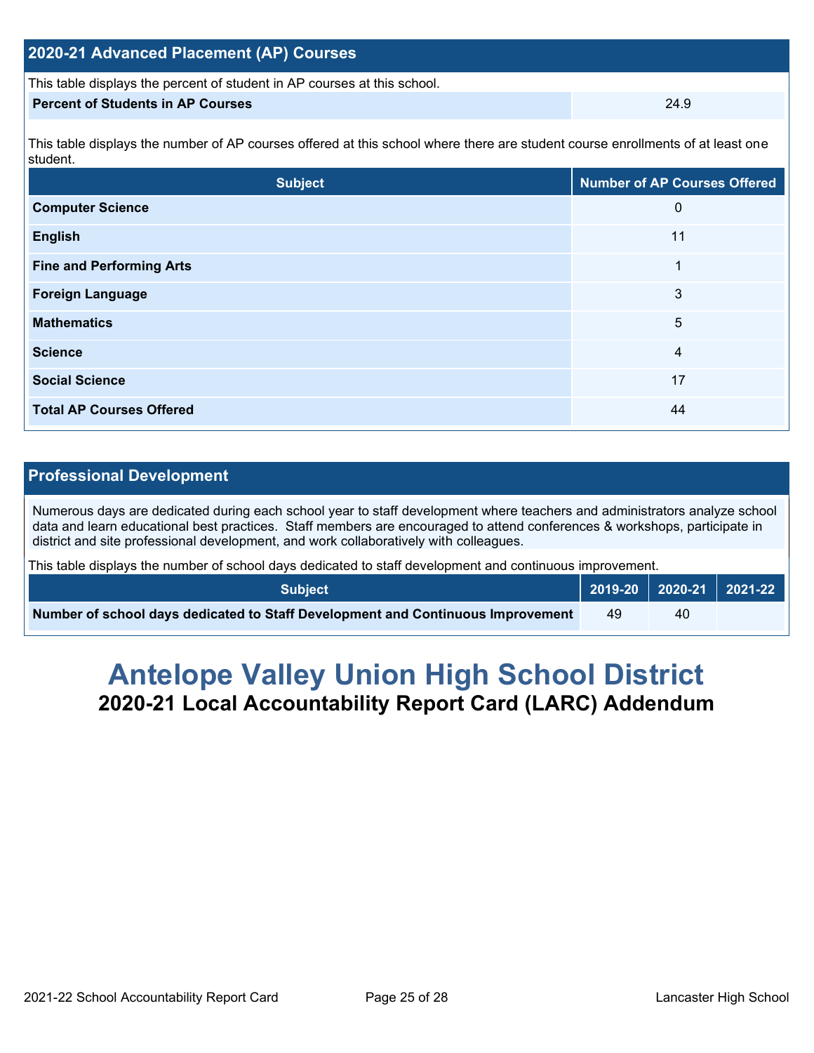## 2020-21 Advanced Placement (AP) Courses

This table displays the percent of student in AP courses at this school.

| Percent of Students in AP Courses | 24.9 |
| --- | --- |

This table displays the number of AP courses offered at this school where there are student course enrollments of at least one student.

| Subject | Number of AP Courses Offered |
| --- | --- |
| Computer Science | 0 |
| English | 11 |
| Fine and Performing Arts | 1 |
| Foreign Language | 3 |
| Mathematics | 5 |
| Science | 4 |
| Social Science | 17 |
| Total AP Courses Offered | 44 |

## Professional Development

Numerous days are dedicated during each school year to staff development where teachers and administrators analyze school data and learn educational best practices. Staff members are encouraged to attend conferences & workshops, participate in district and site professional development, and work collaboratively with colleagues.

This table displays the number of school days dedicated to staff development and continuous improvement.

| Subject | 2019-20 | 2020-21 | 2021-22 |
| --- | --- | --- | --- |
| Number of school days dedicated to Staff Development and Continuous Improvement | 49 | 40 | |

# Antelope Valley Union High School District

## 2020-21 Local Accountability Report Card (LARC) Addendum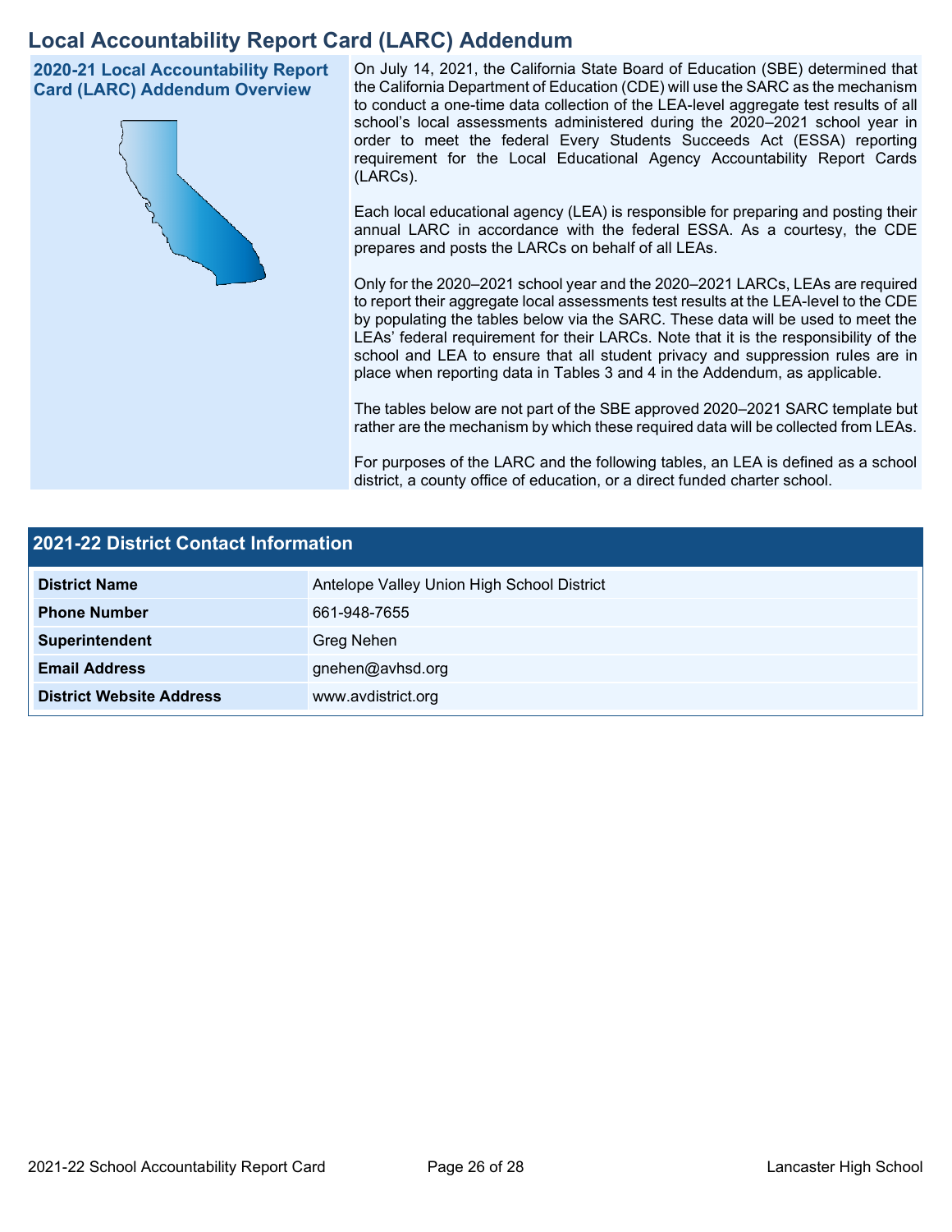# Local Accountability Report Card (LARC) Addendum

## 2020-21 Local Accountability Report Card (LARC) Addendum Overview

On July 14, 2021, the California State Board of Education (SBE) determined that the California Department of Education (CDE) will use the SARC as the mechanism to conduct a one-time data collection of the LEA-level aggregate test results of all school's local assessments administered during the 2020–2021 school year in order to meet the federal Every Students Succeeds Act (ESSA) reporting requirement for the Local Educational Agency Accountability Report Cards (LARCs).

Each local educational agency (LEA) is responsible for preparing and posting their annual LARC in accordance with the federal ESSA. As a courtesy, the CDE prepares and posts the LARCs on behalf of all LEAs.

Only for the 2020–2021 school year and the 2020–2021 LARCs, LEAs are required to report their aggregate local assessments test results at the LEA-level to the CDE by populating the tables below via the SARC. These data will be used to meet the LEAs' federal requirement for their LARCs. Note that it is the responsibility of the school and LEA to ensure that all student privacy and suppression rules are in place when reporting data in Tables 3 and 4 in the Addendum, as applicable.

The tables below are not part of the SBE approved 2020–2021 SARC template but rather are the mechanism by which these required data will be collected from LEAs.

For purposes of the LARC and the following tables, an LEA is defined as a school district, a county office of education, or a direct funded charter school.

## 2021-22 District Contact Information

| 2021-22 District Contact Information | |
|---|---|
| **District Name** | Antelope Valley Union High School District |
| **Phone Number** | 661-948-7655 |
| **Superintendent** | Greg Nehen |
| **Email Address** | gnehen@avhsd.org |
| **District Website Address** | www.avdistrict.org |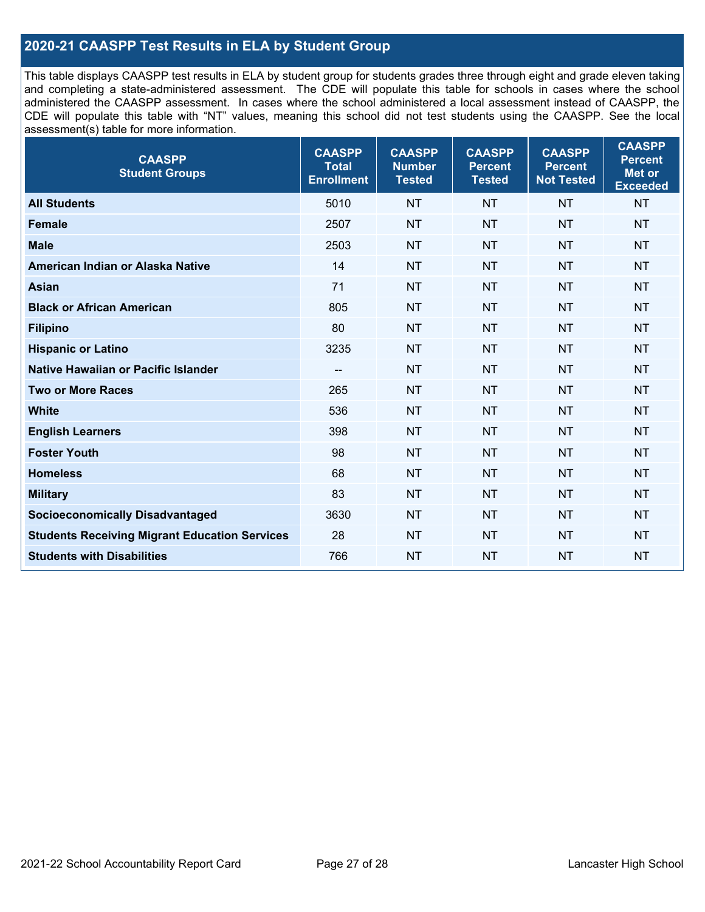## 2020-21 CAASPP Test Results in ELA by Student Group

This table displays CAASPP test results in ELA by student group for students grades three through eight and grade eleven taking and completing a state-administered assessment. The CDE will populate this table for schools in cases where the school administered the CAASPP assessment. In cases where the school administered a local assessment instead of CAASPP, the CDE will populate this table with "NT" values, meaning this school did not test students using the CAASPP. See the local assessment(s) table for more information.

| CAASPP Student Groups | CAASPP Total Enrollment | CAASPP Number Tested | CAASPP Percent Tested | CAASPP Percent Not Tested | CAASPP Percent Met or Exceeded |
|---|---|---|---|---|---|
| **All Students** | 5010 | NT | NT | NT | NT |
| **Female** | 2507 | NT | NT | NT | NT |
| **Male** | 2503 | NT | NT | NT | NT |
| **American Indian or Alaska Native** | 14 | NT | NT | NT | NT |
| **Asian** | 71 | NT | NT | NT | NT |
| **Black or African American** | 805 | NT | NT | NT | NT |
| **Filipino** | 80 | NT | NT | NT | NT |
| **Hispanic or Latino** | 3235 | NT | NT | NT | NT |
| **Native Hawaiian or Pacific Islander** | -- | NT | NT | NT | NT |
| **Two or More Races** | 265 | NT | NT | NT | NT |
| **White** | 536 | NT | NT | NT | NT |
| **English Learners** | 398 | NT | NT | NT | NT |
| **Foster Youth** | 98 | NT | NT | NT | NT |
| **Homeless** | 68 | NT | NT | NT | NT |
| **Military** | 83 | NT | NT | NT | NT |
| **Socioeconomically Disadvantaged** | 3630 | NT | NT | NT | NT |
| **Students Receiving Migrant Education Services** | 28 | NT | NT | NT | NT |
| **Students with Disabilities** | 766 | NT | NT | NT | NT |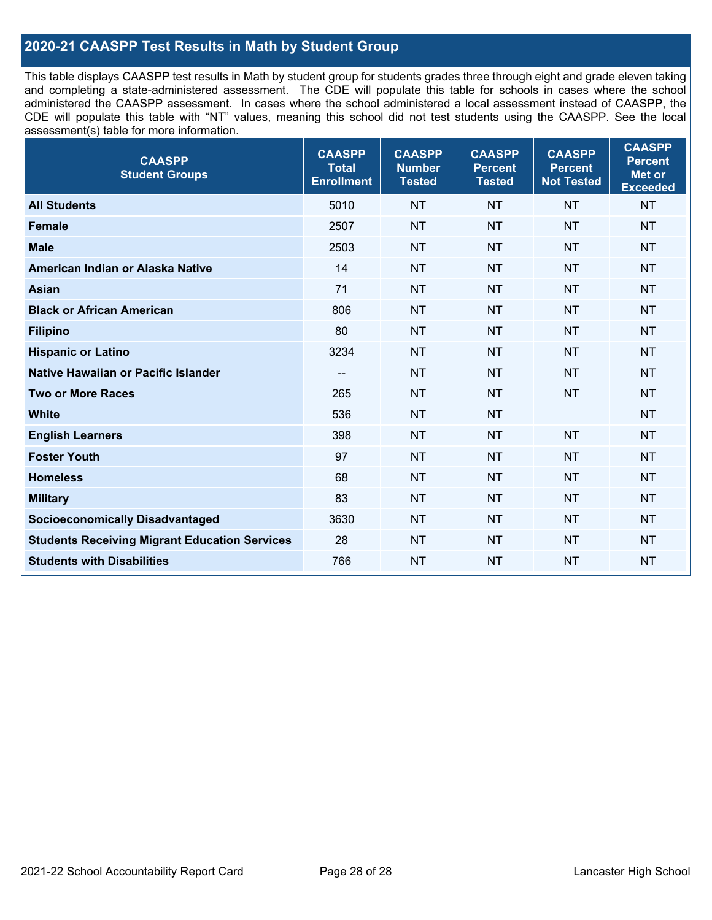## 2020-21 CAASPP Test Results in Math by Student Group

This table displays CAASPP test results in Math by student group for students grades three through eight and grade eleven taking and completing a state-administered assessment. The CDE will populate this table for schools in cases where the school administered the CAASPP assessment. In cases where the school administered a local assessment instead of CAASPP, the CDE will populate this table with "NT" values, meaning this school did not test students using the CAASPP. See the local assessment(s) table for more information.

| CAASPP Student Groups | CAASPP Total Enrollment | CAASPP Number Tested | CAASPP Percent Tested | CAASPP Percent Not Tested | CAASPP Percent Met or Exceeded |
|---|---|---|---|---|---|
| **All Students** | 5010 | NT | NT | NT | NT |
| **Female** | 2507 | NT | NT | NT | NT |
| **Male** | 2503 | NT | NT | NT | NT |
| **American Indian or Alaska Native** | 14 | NT | NT | NT | NT |
| **Asian** | 71 | NT | NT | NT | NT |
| **Black or African American** | 806 | NT | NT | NT | NT |
| **Filipino** | 80 | NT | NT | NT | NT |
| **Hispanic or Latino** | 3234 | NT | NT | NT | NT |
| **Native Hawaiian or Pacific Islander** | -- | NT | NT | NT | NT |
| **Two or More Races** | 265 | NT | NT | NT | NT |
| **White** | 536 | NT | NT | | NT |
| **English Learners** | 398 | NT | NT | NT | NT |
| **Foster Youth** | 97 | NT | NT | NT | NT |
| **Homeless** | 68 | NT | NT | NT | NT |
| **Military** | 83 | NT | NT | NT | NT |
| **Socioeconomically Disadvantaged** | 3630 | NT | NT | NT | NT |
| **Students Receiving Migrant Education Services** | 28 | NT | NT | NT | NT |
| **Students with Disabilities** | 766 | NT | NT | NT | NT |